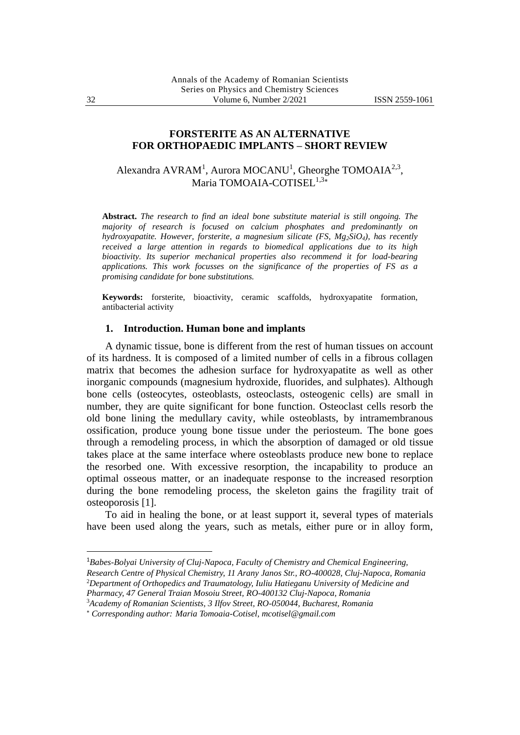# FORSTERITE AS AN ALTERNATIVE FOR ORTHOPAEDIC IMPLANTS – SHORT REVIEW

Alexandra AVRAM[1], Aurora MOCANU[1], Gheorghe TOMOAIA[2,3], Maria TOMOAIA-COTISEL[1,3*]

**Abstract.** *The research to find an ideal bone substitute material is still ongoing. The majority of research is focused on calcium phosphates and predominantly on hydroxyapatite. However, forsterite, a magnesium silicate (FS, $Mg_2SiO_4$), has recently received a large attention in regards to biomedical applications due to its high bioactivity. Its superior mechanical properties also recommend it for load-bearing applications. This work focusses on the significance of the properties of FS as a promising candidate for bone substitutions.*

**Keywords:** forsterite, bioactivity, ceramic scaffolds, hydroxyapatite formation, antibacterial activity

## 1. Introduction. Human bone and implants

A dynamic tissue, bone is different from the rest of human tissues on account of its hardness. It is composed of a limited number of cells in a fibrous collagen matrix that becomes the adhesion surface for hydroxyapatite as well as other inorganic compounds (magnesium hydroxide, fluorides, and sulphates). Although bone cells (osteocytes, osteoblasts, osteoclasts, osteogenic cells) are small in number, they are quite significant for bone function. Osteoclast cells resorb the old bone lining the medullary cavity, while osteoblasts, by intramembranous ossification, produce young bone tissue under the periosteum. The bone goes through a remodeling process, in which the absorption of damaged or old tissue takes place at the same interface where osteoblasts produce new bone to replace the resorbed one. With excessive resorption, the incapability to produce an optimal osseous matter, or an inadequate response to the increased resorption during the bone remodeling process, the skeleton gains the fragility trait of osteoporosis [1].

To aid in healing the bone, or at least support it, several types of materials have been used along the years, such as metals, either pure or in alloy form,

---

[1] *Babes-Bolyai University of Cluj-Napoca, Faculty of Chemistry and Chemical Engineering, Research Centre of Physical Chemistry, 11 Arany Janos Str., RO-400028, Cluj-Napoca, Romania*

[2] *Department of Orthopedics and Traumatology, Iuliu Hatieganu University of Medicine and Pharmacy, 47 General Traian Mosoiu Street, RO-400132 Cluj-Napoca, Romania*

[3] *Academy of Romanian Scientists, 3 Ilfov Street, RO-050044, Bucharest, Romania*

[*] *Corresponding author: Maria Tomoaia-Cotisel, mcotisel@gmail.com*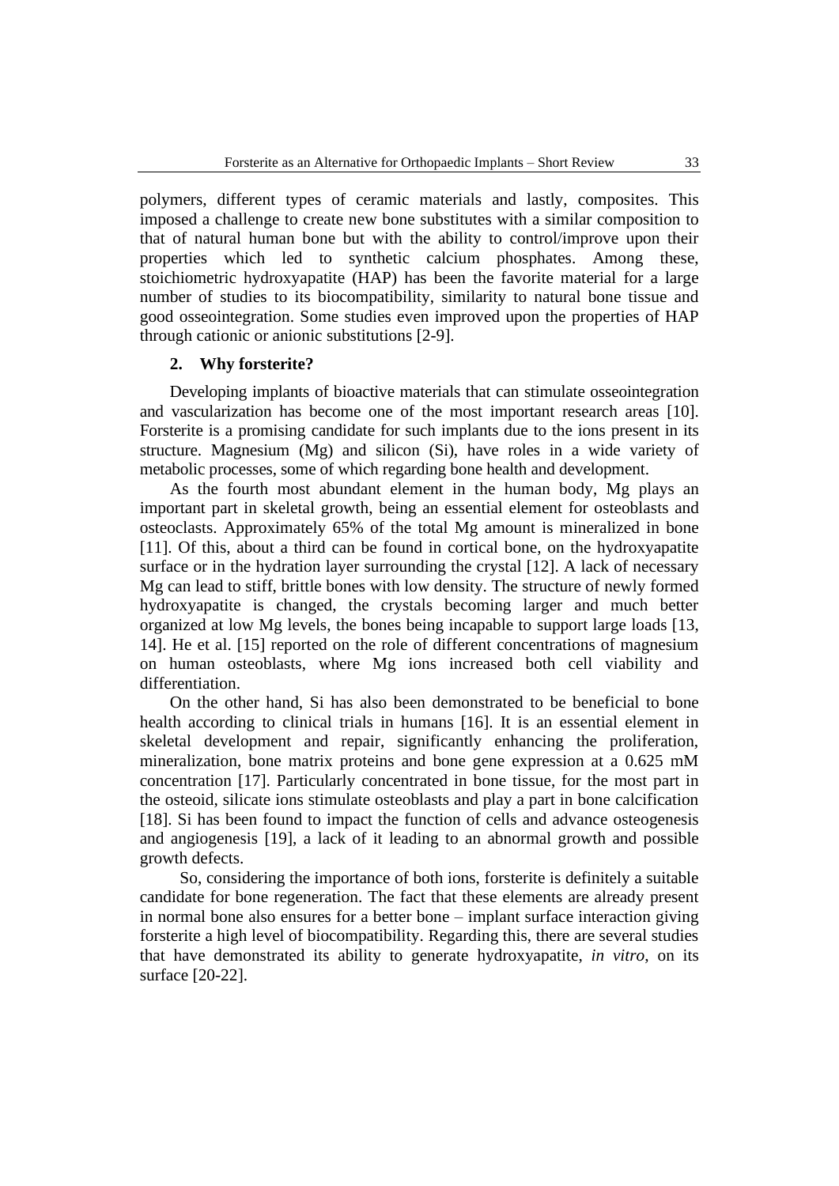polymers, different types of ceramic materials and lastly, composites. This imposed a challenge to create new bone substitutes with a similar composition to that of natural human bone but with the ability to control/improve upon their properties which led to synthetic calcium phosphates. Among these, stoichiometric hydroxyapatite (HAP) has been the favorite material for a large number of studies to its biocompatibility, similarity to natural bone tissue and good osseointegration. Some studies even improved upon the properties of HAP through cationic or anionic substitutions [2-9].

## 2. Why forsterite?

Developing implants of bioactive materials that can stimulate osseointegration and vascularization has become one of the most important research areas [10]. Forsterite is a promising candidate for such implants due to the ions present in its structure. Magnesium (Mg) and silicon (Si), have roles in a wide variety of metabolic processes, some of which regarding bone health and development.

As the fourth most abundant element in the human body, Mg plays an important part in skeletal growth, being an essential element for osteoblasts and osteoclasts. Approximately 65% of the total Mg amount is mineralized in bone [11]. Of this, about a third can be found in cortical bone, on the hydroxyapatite surface or in the hydration layer surrounding the crystal [12]. A lack of necessary Mg can lead to stiff, brittle bones with low density. The structure of newly formed hydroxyapatite is changed, the crystals becoming larger and much better organized at low Mg levels, the bones being incapable to support large loads [13, 14]. He et al. [15] reported on the role of different concentrations of magnesium on human osteoblasts, where Mg ions increased both cell viability and differentiation.

On the other hand, Si has also been demonstrated to be beneficial to bone health according to clinical trials in humans [16]. It is an essential element in skeletal development and repair, significantly enhancing the proliferation, mineralization, bone matrix proteins and bone gene expression at a 0.625 mM concentration [17]. Particularly concentrated in bone tissue, for the most part in the osteoid, silicate ions stimulate osteoblasts and play a part in bone calcification [18]. Si has been found to impact the function of cells and advance osteogenesis and angiogenesis [19], a lack of it leading to an abnormal growth and possible growth defects.

So, considering the importance of both ions, forsterite is definitely a suitable candidate for bone regeneration. The fact that these elements are already present in normal bone also ensures for a better bone – implant surface interaction giving forsterite a high level of biocompatibility. Regarding this, there are several studies that have demonstrated its ability to generate hydroxyapatite, *in vitro*, on its surface [20-22].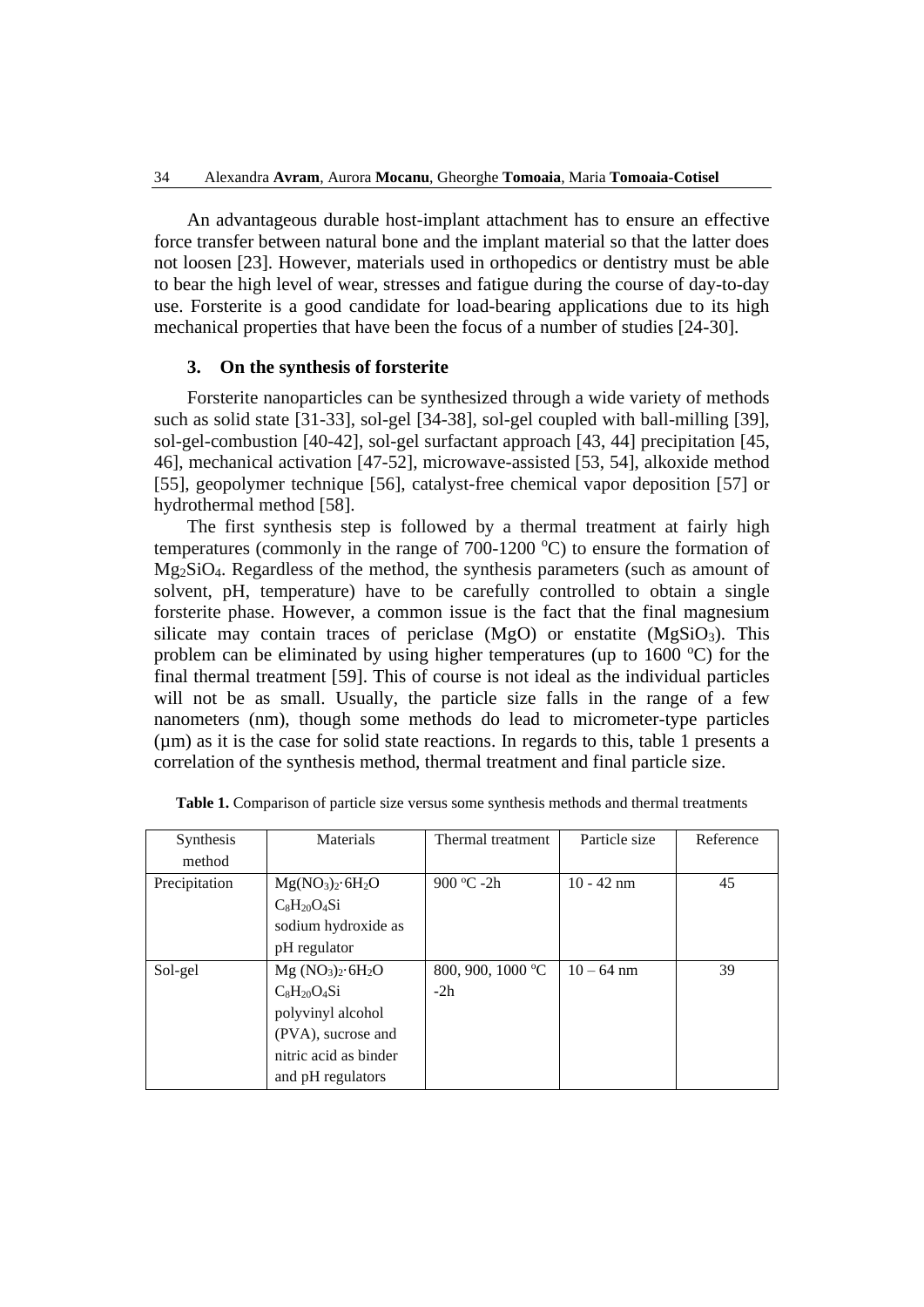An advantageous durable host-implant attachment has to ensure an effective force transfer between natural bone and the implant material so that the latter does not loosen [23]. However, materials used in orthopedics or dentistry must be able to bear the high level of wear, stresses and fatigue during the course of day-to-day use. Forsterite is a good candidate for load-bearing applications due to its high mechanical properties that have been the focus of a number of studies [24-30].

## 3. On the synthesis of forsterite

Forsterite nanoparticles can be synthesized through a wide variety of methods such as solid state [31-33], sol-gel [34-38], sol-gel coupled with ball-milling [39], sol-gel-combustion [40-42], sol-gel surfactant approach [43, 44] precipitation [45, 46], mechanical activation [47-52], microwave-assisted [53, 54], alkoxide method [55], geopolymer technique [56], catalyst-free chemical vapor deposition [57] or hydrothermal method [58].

The first synthesis step is followed by a thermal treatment at fairly high temperatures (commonly in the range of 700-1200 $^{o}$C) to ensure the formation of $Mg_2SiO_4$. Regardless of the method, the synthesis parameters (such as amount of solvent, pH, temperature) have to be carefully controlled to obtain a single forsterite phase. However, a common issue is the fact that the final magnesium silicate may contain traces of periclase (MgO) or enstatite ($MgSiO_3$). This problem can be eliminated by using higher temperatures (up to 1600 $^{o}$C) for the final thermal treatment [59]. This of course is not ideal as the individual particles will not be as small. Usually, the particle size falls in the range of a few nanometers (nm), though some methods do lead to micrometer-type particles (μm) as it is the case for solid state reactions. In regards to this, table 1 presents a correlation of the synthesis method, thermal treatment and final particle size.

**Table 1.** Comparison of particle size versus some synthesis methods and thermal treatments

| Synthesis method | Materials | Thermal treatment | Particle size | Reference |
|---|---|---|---|---|
| Precipitation | $Mg(NO_3)_2 \cdot 6H_2O$<br>$C_8H_{20}O_4Si$<br>sodium hydroxide as pH regulator | 900 $^{o}$C -2h | 10 - 42 nm | 45 |
| Sol-gel | $Mg(NO_3)_2 \cdot 6H_2O$<br>$C_8H_{20}O_4Si$<br>polyvinyl alcohol (PVA), sucrose and nitric acid as binder and pH regulators | 800, 900, 1000 $^{o}$C -2h | 10 – 64 nm | 39 |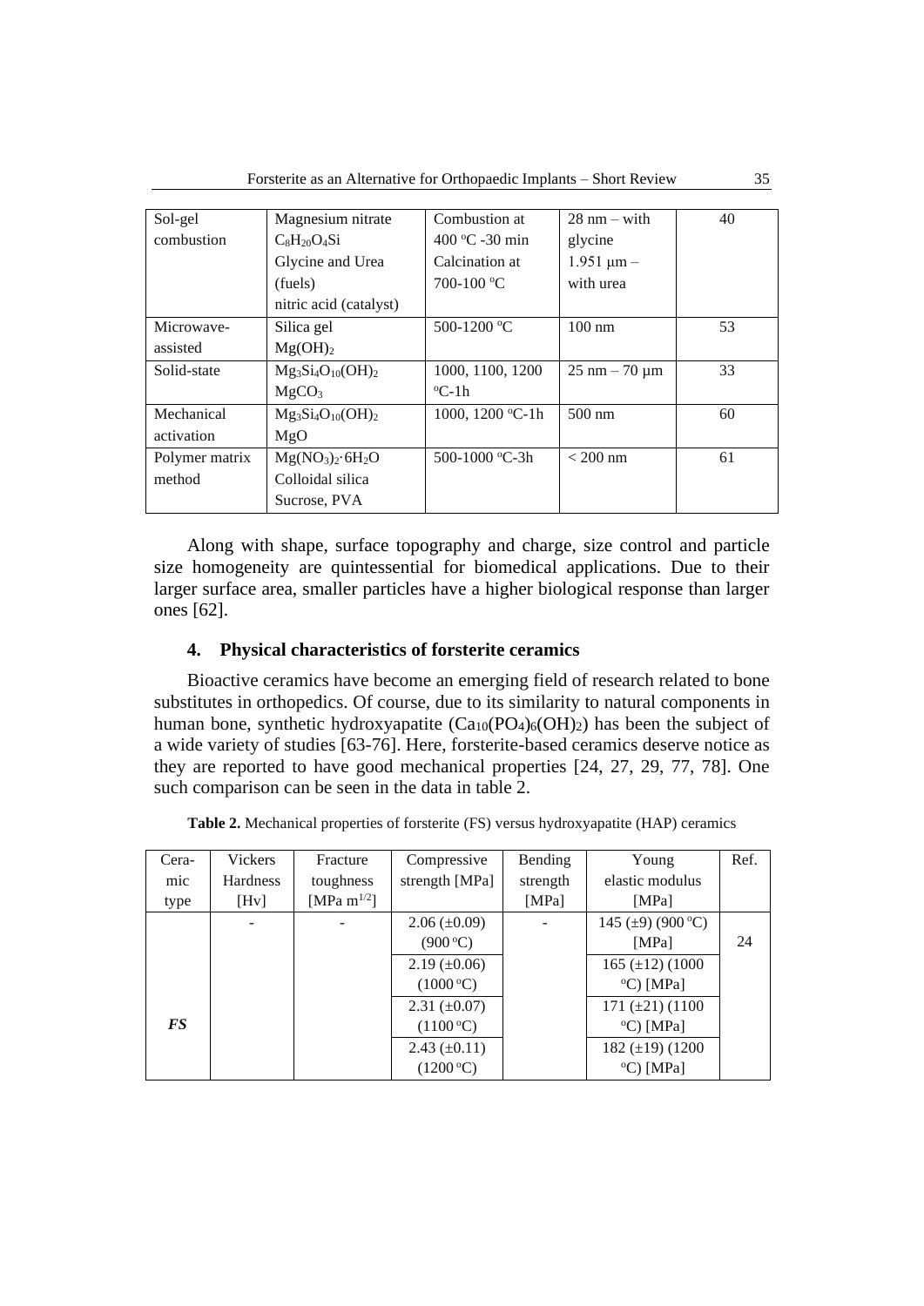| Sol-gel combustion | Magnesium nitrate $C_8H_{20}O_4Si$ Glycine and Urea (fuels) nitric acid (catalyst) | Combustion at 400 °C -30 min Calcination at 700-100 °C | 28 nm – with glycine 1.951 µm – with urea | 40 |
|---|---|---|---|---|
| Microwave-assisted | Silica gel $Mg(OH)_2$ | 500-1200 °C | 100 nm | 53 |
| Solid-state | $Mg_3Si_4O_{10}(OH)_2$ $MgCO_3$ | 1000, 1100, 1200 °C-1h | 25 nm – 70 µm | 33 |
| Mechanical activation | $Mg_3Si_4O_{10}(OH)_2$ MgO | 1000, 1200 °C-1h | 500 nm | 60 |
| Polymer matrix method | $Mg(NO_3)_2{\cdot}6H_2O$ Colloidal silica Sucrose, PVA | 500-1000 °C-3h | < 200 nm | 61 |

Along with shape, surface topography and charge, size control and particle size homogeneity are quintessential for biomedical applications. Due to their larger surface area, smaller particles have a higher biological response than larger ones [62].

## 4. Physical characteristics of forsterite ceramics

Bioactive ceramics have become an emerging field of research related to bone substitutes in orthopedics. Of course, due to its similarity to natural components in human bone, synthetic hydroxyapatite ($Ca_{10}(PO_4)_6(OH)_2$) has been the subject of a wide variety of studies [63-76]. Here, forsterite-based ceramics deserve notice as they are reported to have good mechanical properties [24, 27, 29, 77, 78]. One such comparison can be seen in the data in table 2.

**Table 2.** Mechanical properties of forsterite (FS) versus hydroxyapatite (HAP) ceramics

| Ceramic type | Vickers Hardness [Hv] | Fracture toughness [MPa m$^{1/2}$] | Compressive strength [MPa] | Bending strength [MPa] | Young elastic modulus [MPa] | Ref. |
|---|---|---|---|---|---|---|
| ***FS*** | - | - | 2.06 (±0.09) (900 °C) | - | 145 (±9) (900 °C) [MPa] | 24 |
| | | | 2.19 (±0.06) (1000 °C) | | 165 (±12) (1000 °C) [MPa] | |
| | | | 2.31 (±0.07) (1100 °C) | | 171 (±21) (1100 °C) [MPa] | |
| | | | 2.43 (±0.11) (1200 °C) | | 182 (±19) (1200 °C) [MPa] | |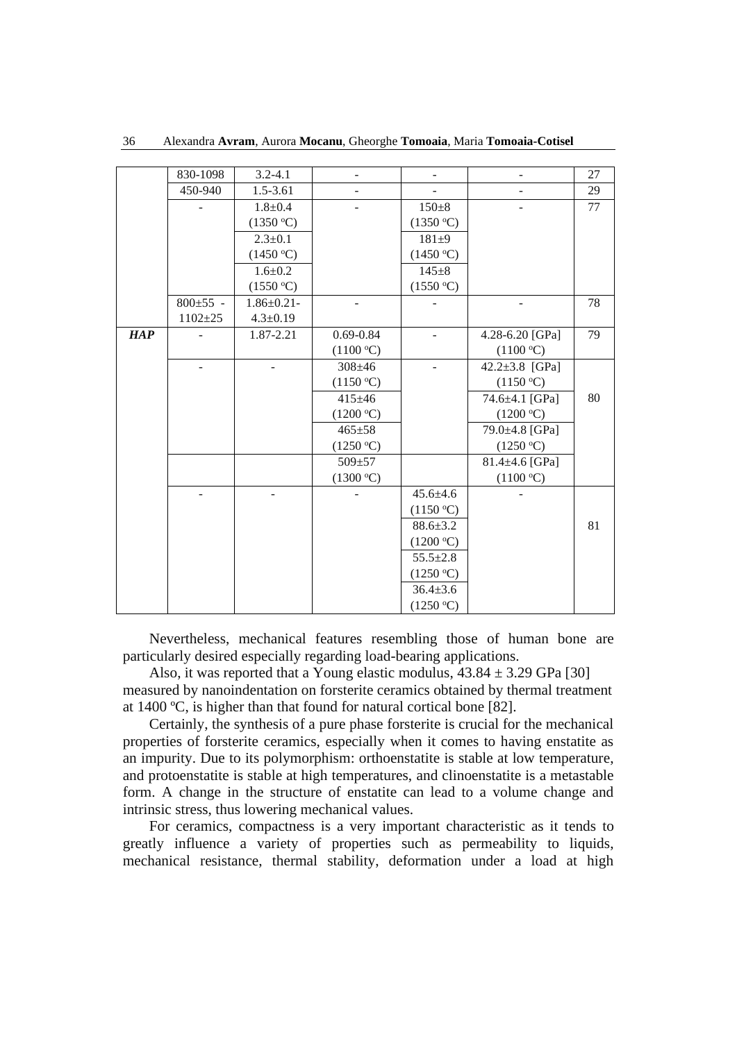| | 830-1098 | 3.2-4.1 | - | - | - | 27 |
|---|---|---|---|---|---|---|
| | 450-940 | 1.5-3.61 | - | - | - | 29 |
| | - | 1.8±0.4 (1350 ºC) | - | 150±8 (1350 ºC) | - | 77 |
| | | 2.3±0.1 (1450 ºC) | | 181±9 (1450 ºC) | | |
| | | 1.6±0.2 (1550 ºC) | | 145±8 (1550 ºC) | | |
| | 800±55 - 1102±25 | 1.86±0.21- 4.3±0.19 | - | - | - | 78 |
| ***HAP*** | - | 1.87-2.21 | 0.69-0.84 (1100 ºC) | - | 4.28-6.20 [GPa] (1100 ºC) | 79 |
| | - | - | 308±46 (1150 ºC) | - | 42.2±3.8 [GPa] (1150 ºC) | 80 |
| | | | 415±46 (1200 ºC) | | 74.6±4.1 [GPa] (1200 ºC) | |
| | | | 465±58 (1250 ºC) | | 79.0±4.8 [GPa] (1250 ºC) | |
| | | | 509±57 (1300 ºC) | | 81.4±4.6 [GPa] (1100 ºC) | |
| | - | - | - | 45.6±4.6 (1150 ºC) | - | 81 |
| | | | | 88.6±3.2 (1200 ºC) | | |
| | | | | 55.5±2.8 (1250 ºC) | | |
| | | | | 36.4±3.6 (1250 ºC) | | |

Nevertheless, mechanical features resembling those of human bone are particularly desired especially regarding load-bearing applications.

Also, it was reported that a Young elastic modulus, 43.84 ± 3.29 GPa [30] measured by nanoindentation on forsterite ceramics obtained by thermal treatment at 1400 ºC, is higher than that found for natural cortical bone [82].

Certainly, the synthesis of a pure phase forsterite is crucial for the mechanical properties of forsterite ceramics, especially when it comes to having enstatite as an impurity. Due to its polymorphism: orthoenstatite is stable at low temperature, and protoenstatite is stable at high temperatures, and clinoenstatite is a metastable form. A change in the structure of enstatite can lead to a volume change and intrinsic stress, thus lowering mechanical values.

For ceramics, compactness is a very important characteristic as it tends to greatly influence a variety of properties such as permeability to liquids, mechanical resistance, thermal stability, deformation under a load at high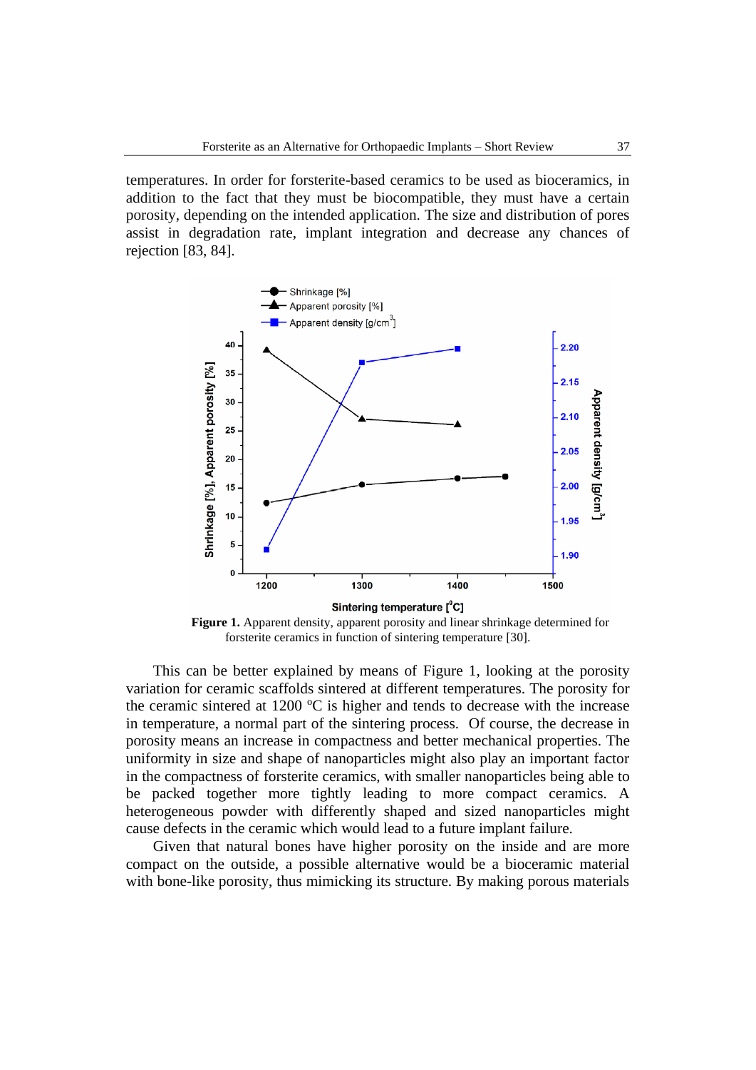temperatures. In order for forsterite-based ceramics to be used as bioceramics, in addition to the fact that they must be biocompatible, they must have a certain porosity, depending on the intended application. The size and distribution of pores assist in degradation rate, implant integration and decrease any chances of rejection [83, 84].

**Figure 1.** Apparent density, apparent porosity and linear shrinkage determined for forsterite ceramics in function of sintering temperature [30].

This can be better explained by means of Figure 1, looking at the porosity variation for ceramic scaffolds sintered at different temperatures. The porosity for the ceramic sintered at 1200 °C is higher and tends to decrease with the increase in temperature, a normal part of the sintering process. Of course, the decrease in porosity means an increase in compactness and better mechanical properties. The uniformity in size and shape of nanoparticles might also play an important factor in the compactness of forsterite ceramics, with smaller nanoparticles being able to be packed together more tightly leading to more compact ceramics. A heterogeneous powder with differently shaped and sized nanoparticles might cause defects in the ceramic which would lead to a future implant failure.

Given that natural bones have higher porosity on the inside and are more compact on the outside, a possible alternative would be a bioceramic material with bone-like porosity, thus mimicking its structure. By making porous materials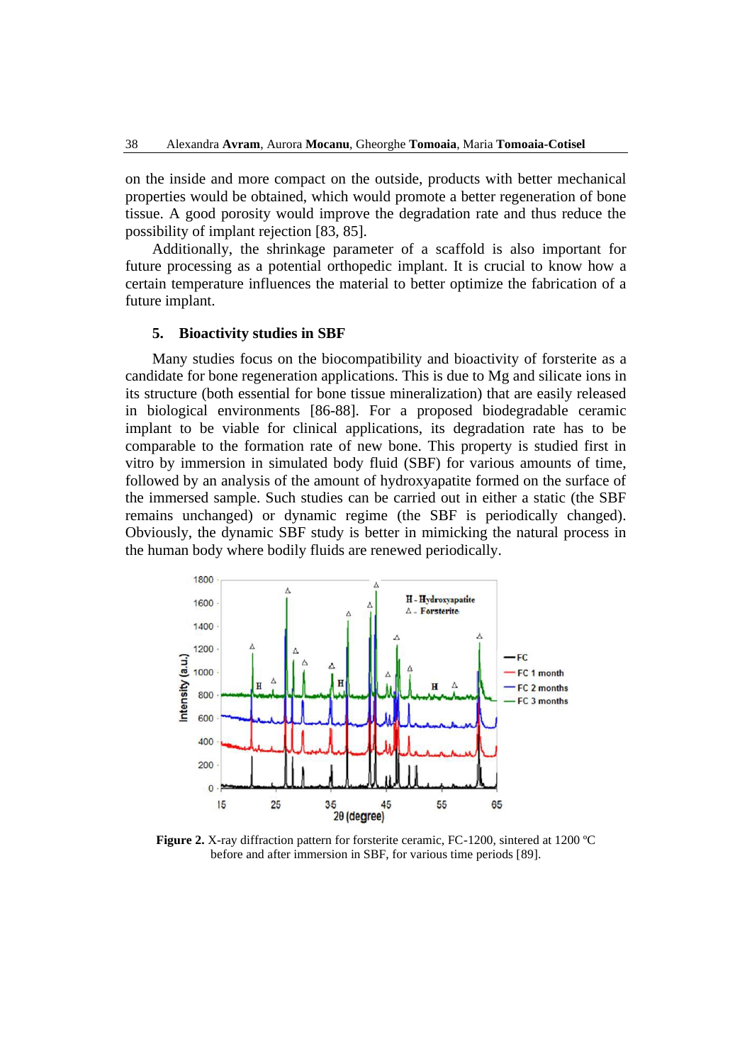on the inside and more compact on the outside, products with better mechanical properties would be obtained, which would promote a better regeneration of bone tissue. A good porosity would improve the degradation rate and thus reduce the possibility of implant rejection [83, 85].

Additionally, the shrinkage parameter of a scaffold is also important for future processing as a potential orthopedic implant. It is crucial to know how a certain temperature influences the material to better optimize the fabrication of a future implant.

## 5. Bioactivity studies in SBF

Many studies focus on the biocompatibility and bioactivity of forsterite as a candidate for bone regeneration applications. This is due to Mg and silicate ions in its structure (both essential for bone tissue mineralization) that are easily released in biological environments [86-88]. For a proposed biodegradable ceramic implant to be viable for clinical applications, its degradation rate has to be comparable to the formation rate of new bone. This property is studied first in vitro by immersion in simulated body fluid (SBF) for various amounts of time, followed by an analysis of the amount of hydroxyapatite formed on the surface of the immersed sample. Such studies can be carried out in either a static (the SBF remains unchanged) or dynamic regime (the SBF is periodically changed). Obviously, the dynamic SBF study is better in mimicking the natural process in the human body where bodily fluids are renewed periodically.

**Figure 2.** X-ray diffraction pattern for forsterite ceramic, FC-1200, sintered at 1200 ºC before and after immersion in SBF, for various time periods [89].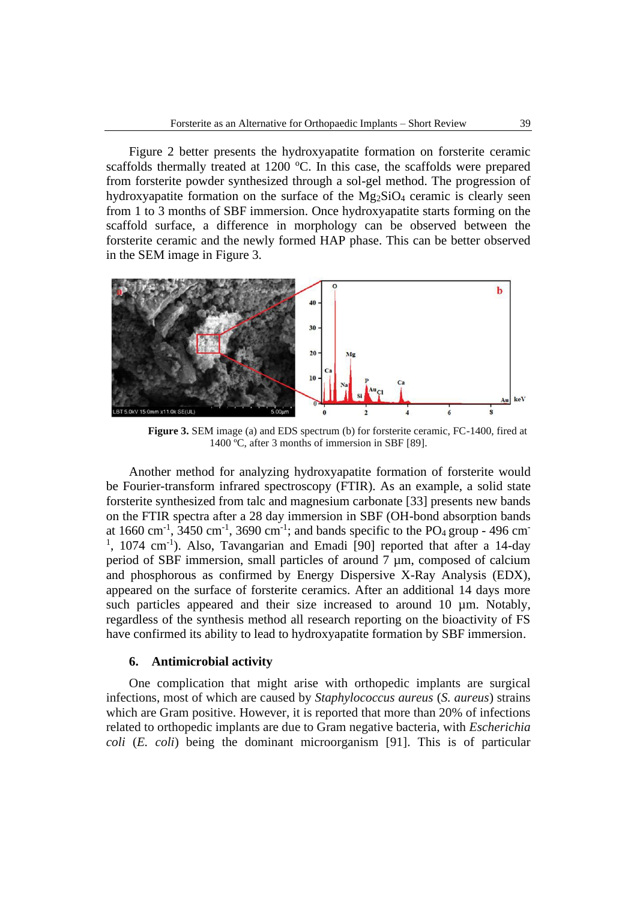Figure 2 better presents the hydroxyapatite formation on forsterite ceramic scaffolds thermally treated at 1200 ºC. In this case, the scaffolds were prepared from forsterite powder synthesized through a sol-gel method. The progression of hydroxyapatite formation on the surface of the $Mg_2SiO_4$ ceramic is clearly seen from 1 to 3 months of SBF immersion. Once hydroxyapatite starts forming on the scaffold surface, a difference in morphology can be observed between the forsterite ceramic and the newly formed HAP phase. This can be better observed in the SEM image in Figure 3.

**Figure 3.** SEM image (a) and EDS spectrum (b) for forsterite ceramic, FC-1400, fired at 1400 ºC, after 3 months of immersion in SBF [89].

Another method for analyzing hydroxyapatite formation of forsterite would be Fourier-transform infrared spectroscopy (FTIR). As an example, a solid state forsterite synthesized from talc and magnesium carbonate [33] presents new bands on the FTIR spectra after a 28 day immersion in SBF (OH-bond absorption bands at 1660 $cm^{-1}$, 3450 $cm^{-1}$, 3690 $cm^{-1}$; and bands specific to the $PO_4$ group - 496 $cm^{-1}$, 1074 $cm^{-1}$). Also, Tavangarian and Emadi [90] reported that after a 14-day period of SBF immersion, small particles of around 7 µm, composed of calcium and phosphorous as confirmed by Energy Dispersive X-Ray Analysis (EDX), appeared on the surface of forsterite ceramics. After an additional 14 days more such particles appeared and their size increased to around 10 µm. Notably, regardless of the synthesis method all research reporting on the bioactivity of FS have confirmed its ability to lead to hydroxyapatite formation by SBF immersion.

## 6. Antimicrobial activity

One complication that might arise with orthopedic implants are surgical infections, most of which are caused by *Staphylococcus aureus* (*S. aureus*) strains which are Gram positive. However, it is reported that more than 20% of infections related to orthopedic implants are due to Gram negative bacteria, with *Escherichia coli* (*E. coli*) being the dominant microorganism [91]. This is of particular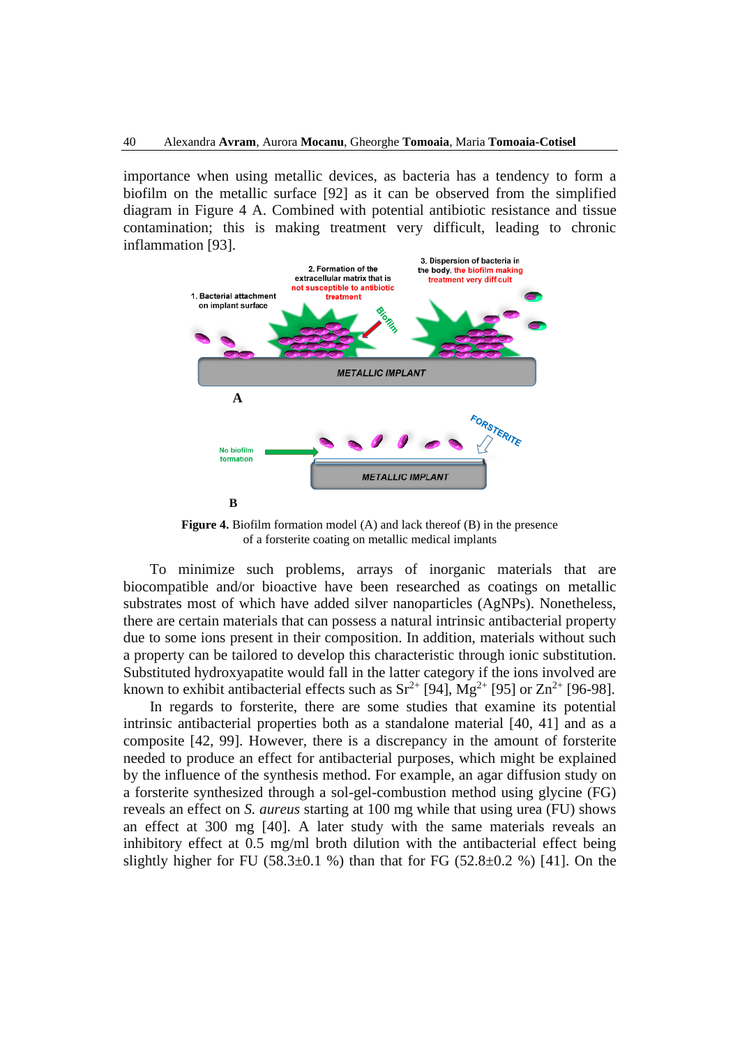importance when using metallic devices, as bacteria has a tendency to form a biofilm on the metallic surface [92] as it can be observed from the simplified diagram in Figure 4 A. Combined with potential antibiotic resistance and tissue contamination; this is making treatment very difficult, leading to chronic inflammation [93].

**Figure 4.** Biofilm formation model (A) and lack thereof (B) in the presence of a forsterite coating on metallic medical implants

To minimize such problems, arrays of inorganic materials that are biocompatible and/or bioactive have been researched as coatings on metallic substrates most of which have added silver nanoparticles (AgNPs). Nonetheless, there are certain materials that can possess a natural intrinsic antibacterial property due to some ions present in their composition. In addition, materials without such a property can be tailored to develop this characteristic through ionic substitution. Substituted hydroxyapatite would fall in the latter category if the ions involved are known to exhibit antibacterial effects such as $Sr^{2+}$ [94], $Mg^{2+}$ [95] or $Zn^{2+}$ [96-98].

In regards to forsterite, there are some studies that examine its potential intrinsic antibacterial properties both as a standalone material [40, 41] and as a composite [42, 99]. However, there is a discrepancy in the amount of forsterite needed to produce an effect for antibacterial purposes, which might be explained by the influence of the synthesis method. For example, an agar diffusion study on a forsterite synthesized through a sol-gel-combustion method using glycine (FG) reveals an effect on *S. aureus* starting at 100 mg while that using urea (FU) shows an effect at 300 mg [40]. A later study with the same materials reveals an inhibitory effect at 0.5 mg/ml broth dilution with the antibacterial effect being slightly higher for FU (58.3±0.1 %) than that for FG (52.8±0.2 %) [41]. On the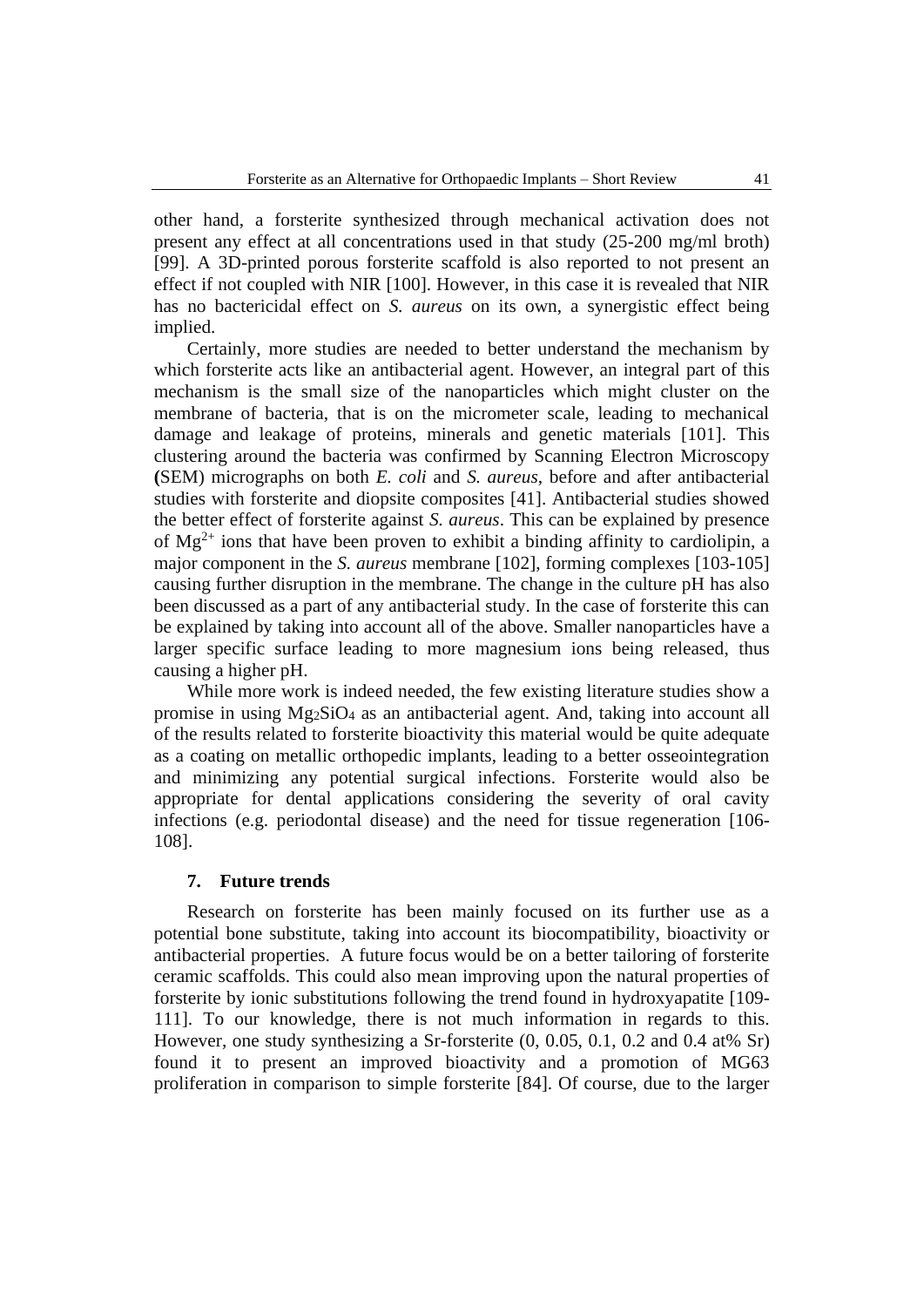other hand, a forsterite synthesized through mechanical activation does not present any effect at all concentrations used in that study (25-200 mg/ml broth) [99]. A 3D-printed porous forsterite scaffold is also reported to not present an effect if not coupled with NIR [100]. However, in this case it is revealed that NIR has no bactericidal effect on *S. aureus* on its own, a synergistic effect being implied.

Certainly, more studies are needed to better understand the mechanism by which forsterite acts like an antibacterial agent. However, an integral part of this mechanism is the small size of the nanoparticles which might cluster on the membrane of bacteria, that is on the micrometer scale, leading to mechanical damage and leakage of proteins, minerals and genetic materials [101]. This clustering around the bacteria was confirmed by Scanning Electron Microscopy **(**SEM) micrographs on both *E. coli* and *S. aureus*, before and after antibacterial studies with forsterite and diopsite composites [41]. Antibacterial studies showed the better effect of forsterite against *S. aureus*. This can be explained by presence of $Mg^{2+}$ ions that have been proven to exhibit a binding affinity to cardiolipin, a major component in the *S. aureus* membrane [102], forming complexes [103-105] causing further disruption in the membrane. The change in the culture pH has also been discussed as a part of any antibacterial study. In the case of forsterite this can be explained by taking into account all of the above. Smaller nanoparticles have a larger specific surface leading to more magnesium ions being released, thus causing a higher pH.

While more work is indeed needed, the few existing literature studies show a promise in using $Mg_2SiO_4$ as an antibacterial agent. And, taking into account all of the results related to forsterite bioactivity this material would be quite adequate as a coating on metallic orthopedic implants, leading to a better osseointegration and minimizing any potential surgical infections. Forsterite would also be appropriate for dental applications considering the severity of oral cavity infections (e.g. periodontal disease) and the need for tissue regeneration [106-108].

## 7. Future trends

Research on forsterite has been mainly focused on its further use as a potential bone substitute, taking into account its biocompatibility, bioactivity or antibacterial properties. A future focus would be on a better tailoring of forsterite ceramic scaffolds. This could also mean improving upon the natural properties of forsterite by ionic substitutions following the trend found in hydroxyapatite [109-111]. To our knowledge, there is not much information in regards to this. However, one study synthesizing a Sr-forsterite (0, 0.05, 0.1, 0.2 and 0.4 at% Sr) found it to present an improved bioactivity and a promotion of MG63 proliferation in comparison to simple forsterite [84]. Of course, due to the larger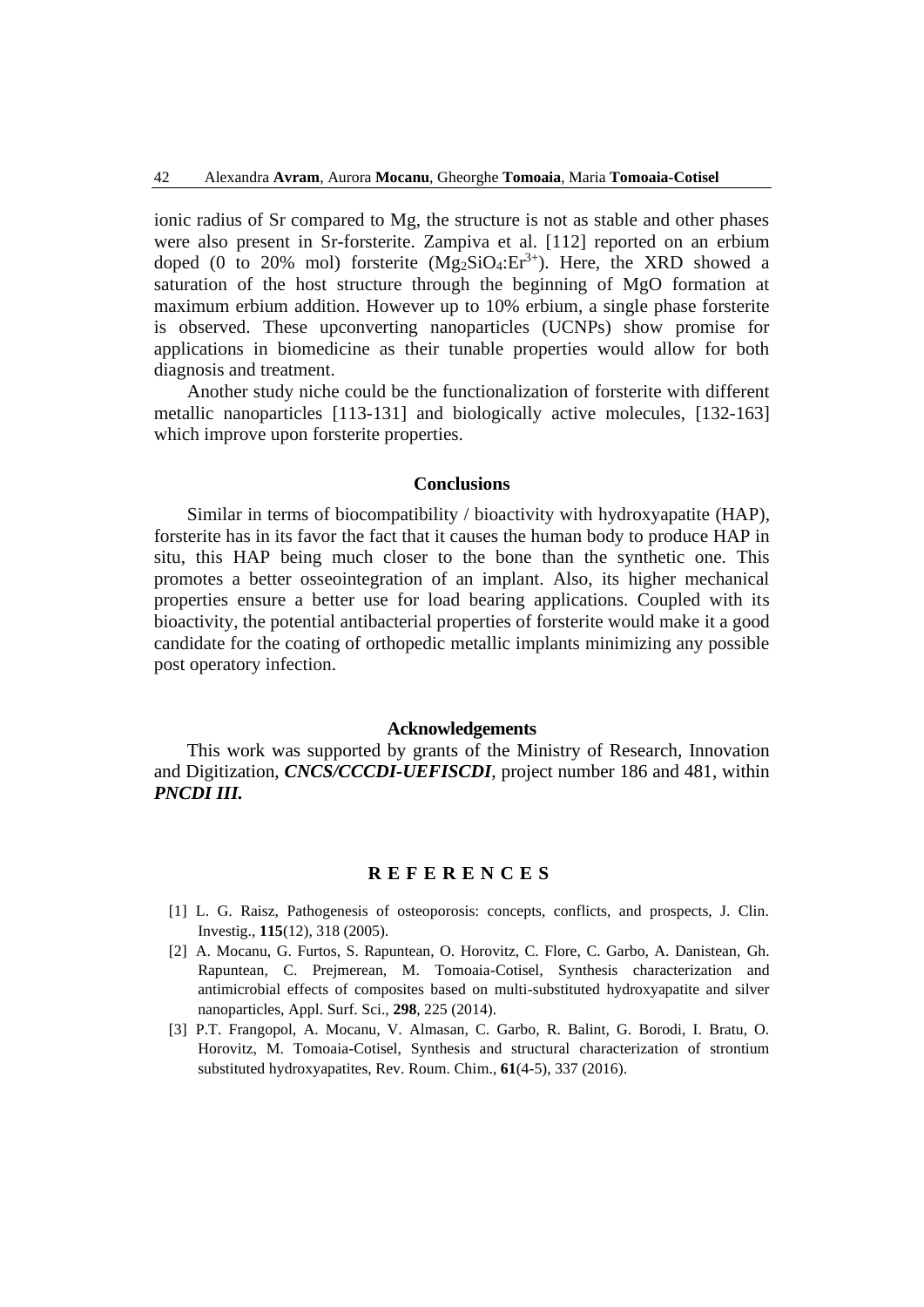ionic radius of Sr compared to Mg, the structure is not as stable and other phases were also present in Sr-forsterite. Zampiva et al. [112] reported on an erbium doped (0 to 20% mol) forsterite ($Mg_2SiO_4$:$Er^{3+}$). Here, the XRD showed a saturation of the host structure through the beginning of MgO formation at maximum erbium addition. However up to 10% erbium, a single phase forsterite is observed. These upconverting nanoparticles (UCNPs) show promise for applications in biomedicine as their tunable properties would allow for both diagnosis and treatment.

Another study niche could be the functionalization of forsterite with different metallic nanoparticles [113-131] and biologically active molecules, [132-163] which improve upon forsterite properties.

## Conclusions

Similar in terms of biocompatibility / bioactivity with hydroxyapatite (HAP), forsterite has in its favor the fact that it causes the human body to produce HAP in situ, this HAP being much closer to the bone than the synthetic one. This promotes a better osseointegration of an implant. Also, its higher mechanical properties ensure a better use for load bearing applications. Coupled with its bioactivity, the potential antibacterial properties of forsterite would make it a good candidate for the coating of orthopedic metallic implants minimizing any possible post operatory infection.

## Acknowledgements

This work was supported by grants of the Ministry of Research, Innovation and Digitization, ***CNCS/CCCDI-UEFISCDI***, project number 186 and 481, within ***PNCDI III.***

## R E F E R E N C E S

[1] L. G. Raisz, Pathogenesis of osteoporosis: concepts, conflicts, and prospects, J. Clin. Investig., **115**(12), 318 (2005).

[2] A. Mocanu, G. Furtos, S. Rapuntean, O. Horovitz, C. Flore, C. Garbo, A. Danistean, Gh. Rapuntean, C. Prejmerean, M. Tomoaia-Cotisel, Synthesis characterization and antimicrobial effects of composites based on multi-substituted hydroxyapatite and silver nanoparticles, Appl. Surf. Sci., **298**, 225 (2014).

[3] P.T. Frangopol, A. Mocanu, V. Almasan, C. Garbo, R. Balint, G. Borodi, I. Bratu, O. Horovitz, M. Tomoaia-Cotisel, Synthesis and structural characterization of strontium substituted hydroxyapatites, Rev. Roum. Chim., **61**(4-5), 337 (2016).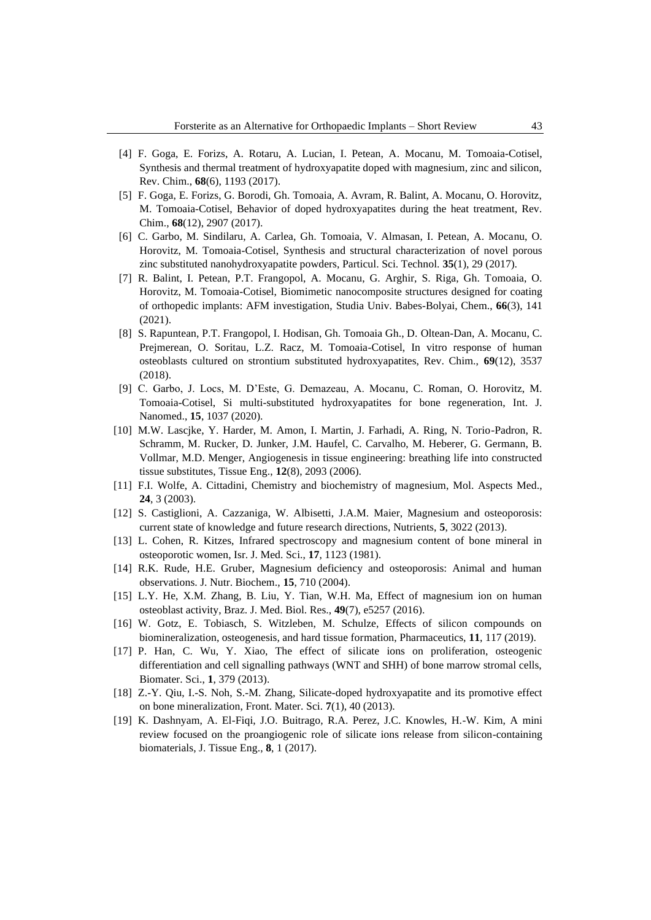[4] F. Goga, E. Forizs, A. Rotaru, A. Lucian, I. Petean, A. Mocanu, M. Tomoaia-Cotisel, Synthesis and thermal treatment of hydroxyapatite doped with magnesium, zinc and silicon, Rev. Chim., **68**(6), 1193 (2017).

[5] F. Goga, E. Forizs, G. Borodi, Gh. Tomoaia, A. Avram, R. Balint, A. Mocanu, O. Horovitz, M. Tomoaia-Cotisel, Behavior of doped hydroxyapatites during the heat treatment, Rev. Chim., **68**(12), 2907 (2017).

[6] C. Garbo, M. Sindilaru, A. Carlea, Gh. Tomoaia, V. Almasan, I. Petean, A. Mocanu, O. Horovitz, M. Tomoaia-Cotisel, Synthesis and structural characterization of novel porous zinc substituted nanohydroxyapatite powders, Particul. Sci. Technol. **35**(1), 29 (2017).

[7] R. Balint, I. Petean, P.T. Frangopol, A. Mocanu, G. Arghir, S. Riga, Gh. Tomoaia, O. Horovitz, M. Tomoaia-Cotisel, Biomimetic nanocomposite structures designed for coating of orthopedic implants: AFM investigation, Studia Univ. Babes-Bolyai, Chem., **66**(3), 141 (2021).

[8] S. Rapuntean, P.T. Frangopol, I. Hodisan, Gh. Tomoaia Gh., D. Oltean-Dan, A. Mocanu, C. Prejmerean, O. Soritau, L.Z. Racz, M. Tomoaia-Cotisel, In vitro response of human osteoblasts cultured on strontium substituted hydroxyapatites, Rev. Chim., **69**(12), 3537 (2018).

[9] C. Garbo, J. Locs, M. D'Este, G. Demazeau, A. Mocanu, C. Roman, O. Horovitz, M. Tomoaia-Cotisel, Si multi-substituted hydroxyapatites for bone regeneration, Int. J. Nanomed., **15**, 1037 (2020).

[10] M.W. Lascjke, Y. Harder, M. Amon, I. Martin, J. Farhadi, A. Ring, N. Torio-Padron, R. Schramm, M. Rucker, D. Junker, J.M. Haufel, C. Carvalho, M. Heberer, G. Germann, B. Vollmar, M.D. Menger, Angiogenesis in tissue engineering: breathing life into constructed tissue substitutes, Tissue Eng., **12**(8), 2093 (2006).

[11] F.I. Wolfe, A. Cittadini, Chemistry and biochemistry of magnesium, Mol. Aspects Med., **24**, 3 (2003).

[12] S. Castiglioni, A. Cazzaniga, W. Albisetti, J.A.M. Maier, Magnesium and osteoporosis: current state of knowledge and future research directions, Nutrients, **5**, 3022 (2013).

[13] L. Cohen, R. Kitzes, Infrared spectroscopy and magnesium content of bone mineral in osteoporotic women, Isr. J. Med. Sci., **17**, 1123 (1981).

[14] R.K. Rude, H.E. Gruber, Magnesium deficiency and osteoporosis: Animal and human observations. J. Nutr. Biochem., **15**, 710 (2004).

[15] L.Y. He, X.M. Zhang, B. Liu, Y. Tian, W.H. Ma, Effect of magnesium ion on human osteoblast activity, Braz. J. Med. Biol. Res., **49**(7), e5257 (2016).

[16] W. Gotz, E. Tobiasch, S. Witzleben, M. Schulze, Effects of silicon compounds on biomineralization, osteogenesis, and hard tissue formation, Pharmaceutics, **11**, 117 (2019).

[17] P. Han, C. Wu, Y. Xiao, The effect of silicate ions on proliferation, osteogenic differentiation and cell signalling pathways (WNT and SHH) of bone marrow stromal cells, Biomater. Sci., **1**, 379 (2013).

[18] Z.-Y. Qiu, I.-S. Noh, S.-M. Zhang, Silicate-doped hydroxyapatite and its promotive effect on bone mineralization, Front. Mater. Sci. **7**(1), 40 (2013).

[19] K. Dashnyam, A. El-Fiqi, J.O. Buitrago, R.A. Perez, J.C. Knowles, H.-W. Kim, A mini review focused on the proangiogenic role of silicate ions release from silicon-containing biomaterials, J. Tissue Eng., **8**, 1 (2017).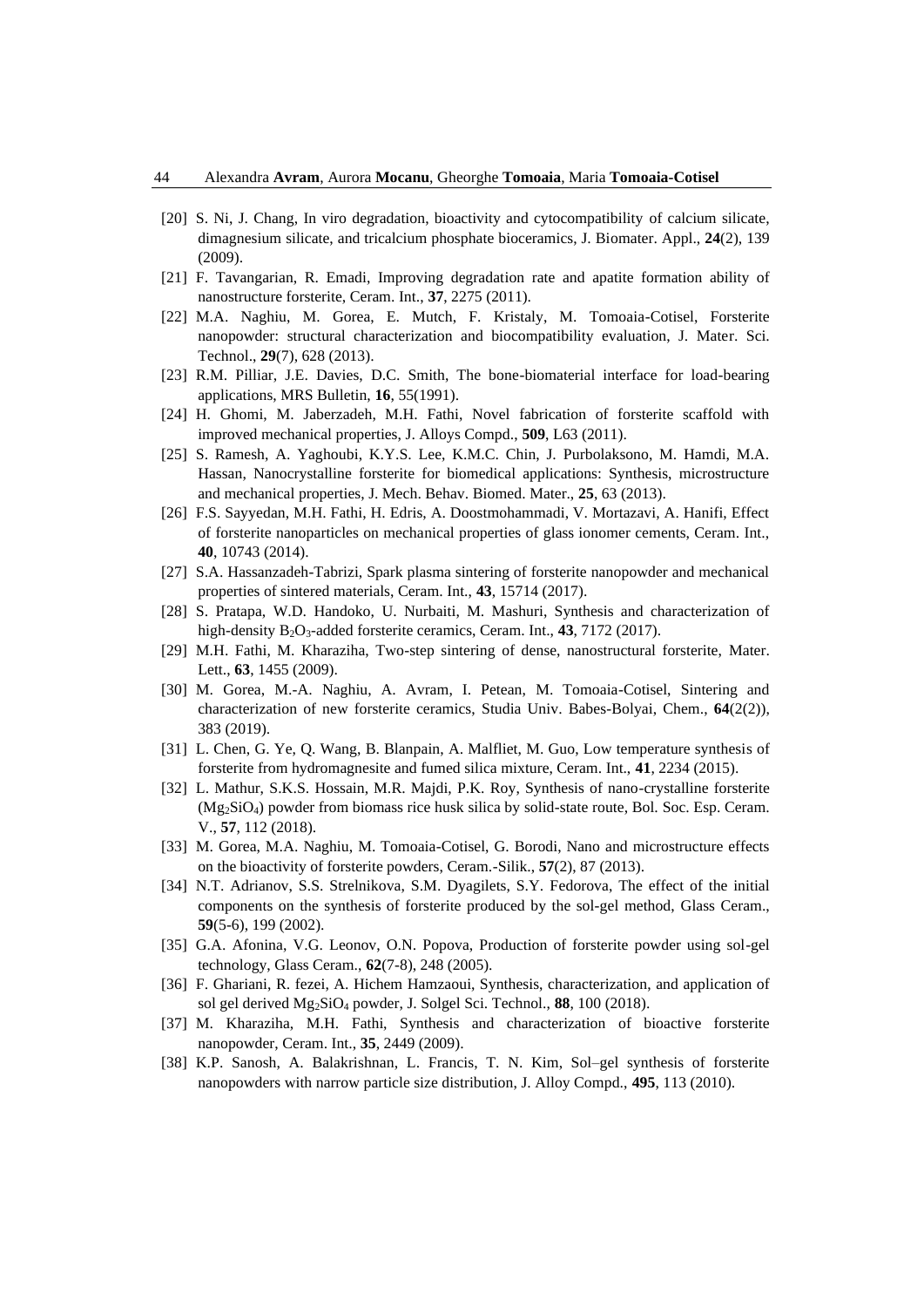[20] S. Ni, J. Chang, In viro degradation, bioactivity and cytocompatibility of calcium silicate, dimagnesium silicate, and tricalcium phosphate bioceramics, J. Biomater. Appl., **24**(2), 139 (2009).

[21] F. Tavangarian, R. Emadi, Improving degradation rate and apatite formation ability of nanostructure forsterite, Ceram. Int., **37**, 2275 (2011).

[22] M.A. Naghiu, M. Gorea, E. Mutch, F. Kristaly, M. Tomoaia-Cotisel, Forsterite nanopowder: structural characterization and biocompatibility evaluation, J. Mater. Sci. Technol., **29**(7), 628 (2013).

[23] R.M. Pilliar, J.E. Davies, D.C. Smith, The bone-biomaterial interface for load-bearing applications, MRS Bulletin, **16**, 55(1991).

[24] H. Ghomi, M. Jaberzadeh, M.H. Fathi, Novel fabrication of forsterite scaffold with improved mechanical properties, J. Alloys Compd., **509**, L63 (2011).

[25] S. Ramesh, A. Yaghoubi, K.Y.S. Lee, K.M.C. Chin, J. Purbolaksono, M. Hamdi, M.A. Hassan, Nanocrystalline forsterite for biomedical applications: Synthesis, microstructure and mechanical properties, J. Mech. Behav. Biomed. Mater., **25**, 63 (2013).

[26] F.S. Sayyedan, M.H. Fathi, H. Edris, A. Doostmohammadi, V. Mortazavi, A. Hanifi, Effect of forsterite nanoparticles on mechanical properties of glass ionomer cements, Ceram. Int., **40**, 10743 (2014).

[27] S.A. Hassanzadeh-Tabrizi, Spark plasma sintering of forsterite nanopowder and mechanical properties of sintered materials, Ceram. Int., **43**, 15714 (2017).

[28] S. Pratapa, W.D. Handoko, U. Nurbaiti, M. Mashuri, Synthesis and characterization of high-density $B_2O_3$-added forsterite ceramics, Ceram. Int., **43**, 7172 (2017).

[29] M.H. Fathi, M. Kharaziha, Two-step sintering of dense, nanostructural forsterite, Mater. Lett., **63**, 1455 (2009).

[30] M. Gorea, M.-A. Naghiu, A. Avram, I. Petean, M. Tomoaia-Cotisel, Sintering and characterization of new forsterite ceramics, Studia Univ. Babes-Bolyai, Chem., **64**(2(2)), 383 (2019).

[31] L. Chen, G. Ye, Q. Wang, B. Blanpain, A. Malfliet, M. Guo, Low temperature synthesis of forsterite from hydromagnesite and fumed silica mixture, Ceram. Int., **41**, 2234 (2015).

[32] L. Mathur, S.K.S. Hossain, M.R. Majdi, P.K. Roy, Synthesis of nano-crystalline forsterite ($Mg_2SiO_4$) powder from biomass rice husk silica by solid-state route, Bol. Soc. Esp. Ceram. V., **57**, 112 (2018).

[33] M. Gorea, M.A. Naghiu, M. Tomoaia-Cotisel, G. Borodi, Nano and microstructure effects on the bioactivity of forsterite powders, Ceram.-Silik., **57**(2), 87 (2013).

[34] N.T. Adrianov, S.S. Strelnikova, S.M. Dyagilets, S.Y. Fedorova, The effect of the initial components on the synthesis of forsterite produced by the sol-gel method, Glass Ceram., **59**(5-6), 199 (2002).

[35] G.A. Afonina, V.G. Leonov, O.N. Popova, Production of forsterite powder using sol-gel technology, Glass Ceram., **62**(7-8), 248 (2005).

[36] F. Ghariani, R. fezei, A. Hichem Hamzaoui, Synthesis, characterization, and application of sol gel derived $Mg_2SiO_4$ powder, J. Solgel Sci. Technol., **88**, 100 (2018).

[37] M. Kharaziha, M.H. Fathi, Synthesis and characterization of bioactive forsterite nanopowder, Ceram. Int., **35**, 2449 (2009).

[38] K.P. Sanosh, A. Balakrishnan, L. Francis, T. N. Kim, Sol–gel synthesis of forsterite nanopowders with narrow particle size distribution, J. Alloy Compd., **495**, 113 (2010).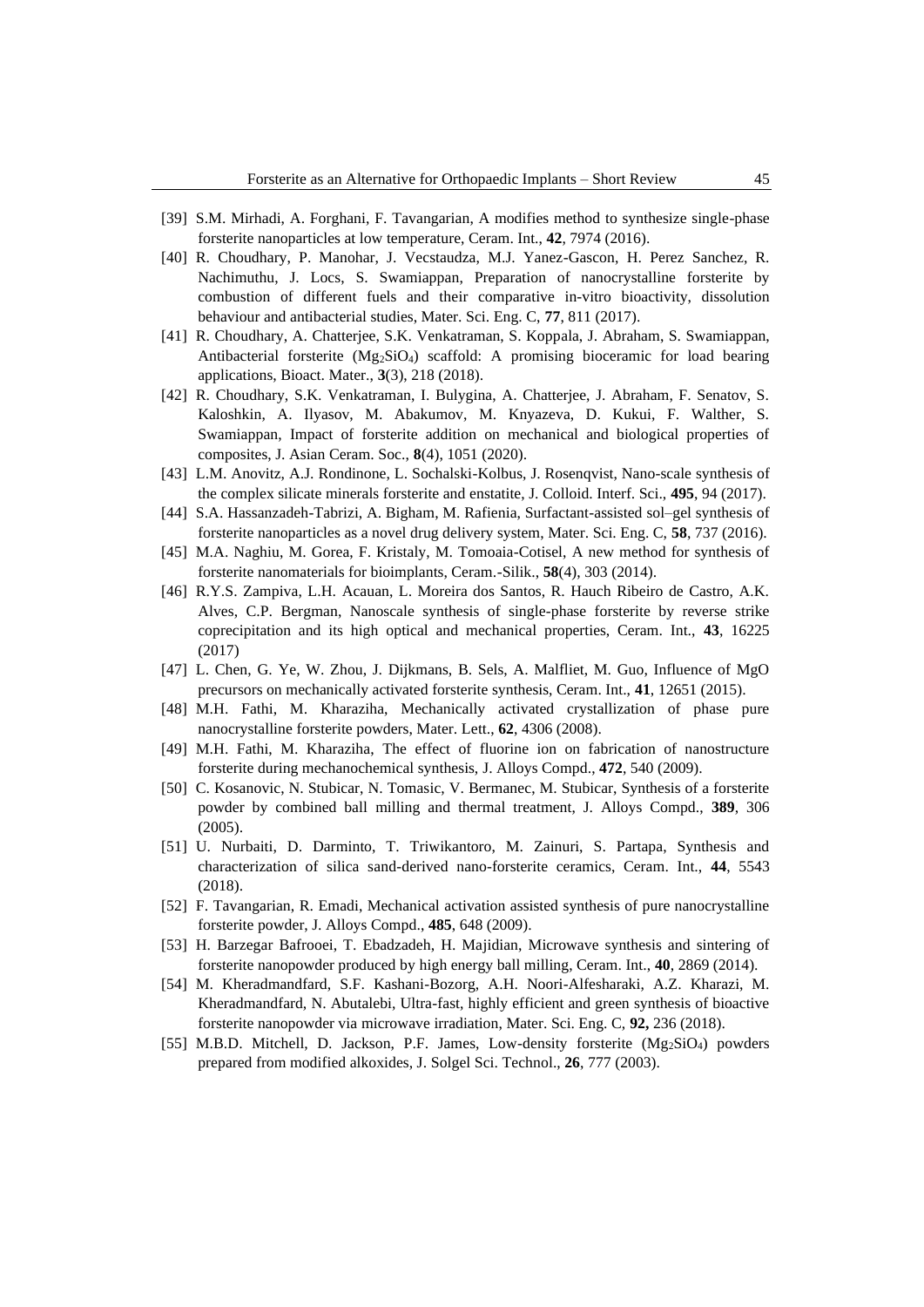[39] S.M. Mirhadi, A. Forghani, F. Tavangarian, A modifies method to synthesize single-phase forsterite nanoparticles at low temperature, Ceram. Int., **42**, 7974 (2016).

[40] R. Choudhary, P. Manohar, J. Vecstaudza, M.J. Yanez-Gascon, H. Perez Sanchez, R. Nachimuthu, J. Locs, S. Swamiappan, Preparation of nanocrystalline forsterite by combustion of different fuels and their comparative in-vitro bioactivity, dissolution behaviour and antibacterial studies, Mater. Sci. Eng. C, **77**, 811 (2017).

[41] R. Choudhary, A. Chatterjee, S.K. Venkatraman, S. Koppala, J. Abraham, S. Swamiappan, Antibacterial forsterite ($Mg_2SiO_4$) scaffold: A promising bioceramic for load bearing applications, Bioact. Mater., **3**(3), 218 (2018).

[42] R. Choudhary, S.K. Venkatraman, I. Bulygina, A. Chatterjee, J. Abraham, F. Senatov, S. Kaloshkin, A. Ilyasov, M. Abakumov, M. Knyazeva, D. Kukui, F. Walther, S. Swamiappan, Impact of forsterite addition on mechanical and biological properties of composites, J. Asian Ceram. Soc., **8**(4), 1051 (2020).

[43] L.M. Anovitz, A.J. Rondinone, L. Sochalski-Kolbus, J. Rosenqvist, Nano-scale synthesis of the complex silicate minerals forsterite and enstatite, J. Colloid. Interf. Sci., **495**, 94 (2017).

[44] S.A. Hassanzadeh-Tabrizi, A. Bigham, M. Rafienia, Surfactant-assisted sol–gel synthesis of forsterite nanoparticles as a novel drug delivery system, Mater. Sci. Eng. C, **58**, 737 (2016).

[45] M.A. Naghiu, M. Gorea, F. Kristaly, M. Tomoaia-Cotisel, A new method for synthesis of forsterite nanomaterials for bioimplants, Ceram.-Silik., **58**(4), 303 (2014).

[46] R.Y.S. Zampiva, L.H. Acauan, L. Moreira dos Santos, R. Hauch Ribeiro de Castro, A.K. Alves, C.P. Bergman, Nanoscale synthesis of single-phase forsterite by reverse strike coprecipitation and its high optical and mechanical properties, Ceram. Int., **43**, 16225 (2017)

[47] L. Chen, G. Ye, W. Zhou, J. Dijkmans, B. Sels, A. Malfliet, M. Guo, Influence of MgO precursors on mechanically activated forsterite synthesis, Ceram. Int., **41**, 12651 (2015).

[48] M.H. Fathi, M. Kharaziha, Mechanically activated crystallization of phase pure nanocrystalline forsterite powders, Mater. Lett., **62**, 4306 (2008).

[49] M.H. Fathi, M. Kharaziha, The effect of fluorine ion on fabrication of nanostructure forsterite during mechanochemical synthesis, J. Alloys Compd., **472**, 540 (2009).

[50] C. Kosanovic, N. Stubicar, N. Tomasic, V. Bermanec, M. Stubicar, Synthesis of a forsterite powder by combined ball milling and thermal treatment, J. Alloys Compd., **389**, 306 (2005).

[51] U. Nurbaiti, D. Darminto, T. Triwikantoro, M. Zainuri, S. Partapa, Synthesis and characterization of silica sand-derived nano-forsterite ceramics, Ceram. Int., **44**, 5543 (2018).

[52] F. Tavangarian, R. Emadi, Mechanical activation assisted synthesis of pure nanocrystalline forsterite powder, J. Alloys Compd., **485**, 648 (2009).

[53] H. Barzegar Bafrooei, T. Ebadzadeh, H. Majidian, Microwave synthesis and sintering of forsterite nanopowder produced by high energy ball milling, Ceram. Int., **40**, 2869 (2014).

[54] M. Kheradmandfard, S.F. Kashani-Bozorg, A.H. Noori-Alfesharaki, A.Z. Kharazi, M. Kheradmandfard, N. Abutalebi, Ultra-fast, highly efficient and green synthesis of bioactive forsterite nanopowder via microwave irradiation, Mater. Sci. Eng. C, **92,** 236 (2018).

[55] M.B.D. Mitchell, D. Jackson, P.F. James, Low-density forsterite ($Mg_2SiO_4$) powders prepared from modified alkoxides, J. Solgel Sci. Technol., **26**, 777 (2003).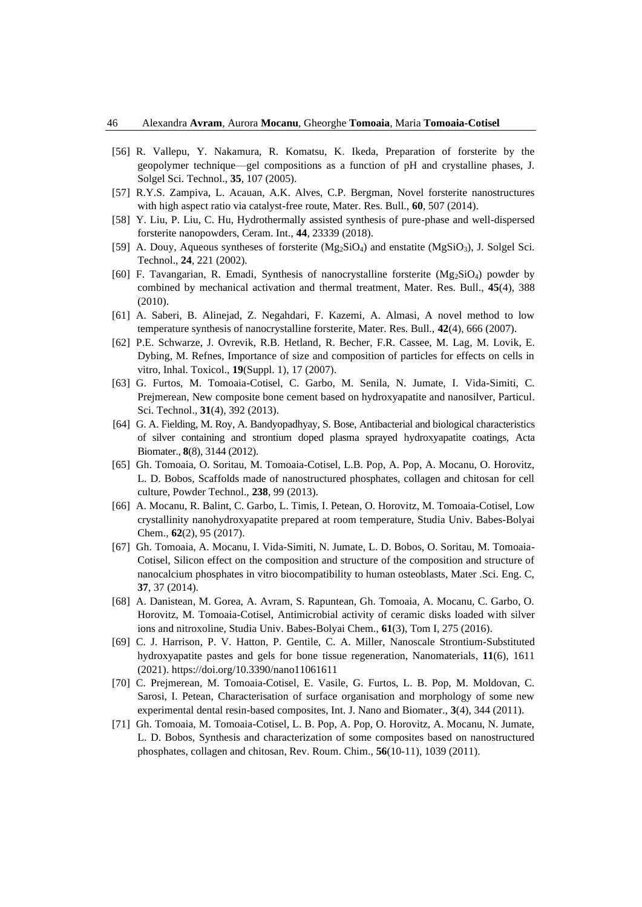[56] R. Vallepu, Y. Nakamura, R. Komatsu, K. Ikeda, Preparation of forsterite by the geopolymer technique—gel compositions as a function of pH and crystalline phases, J. Solgel Sci. Technol., **35**, 107 (2005).

[57] R.Y.S. Zampiva, L. Acauan, A.K. Alves, C.P. Bergman, Novel forsterite nanostructures with high aspect ratio via catalyst-free route, Mater. Res. Bull., **60**, 507 (2014).

[58] Y. Liu, P. Liu, C. Hu, Hydrothermally assisted synthesis of pure-phase and well-dispersed forsterite nanopowders, Ceram. Int., **44**, 23339 (2018).

[59] A. Douy, Aqueous syntheses of forsterite ($Mg_2SiO_4$) and enstatite ($MgSiO_3$), J. Solgel Sci. Technol., **24**, 221 (2002).

[60] F. Tavangarian, R. Emadi, Synthesis of nanocrystalline forsterite ($Mg_2SiO_4$) powder by combined by mechanical activation and thermal treatment, Mater. Res. Bull., **45**(4), 388 (2010).

[61] A. Saberi, B. Alinejad, Z. Negahdari, F. Kazemi, A. Almasi, A novel method to low temperature synthesis of nanocrystalline forsterite, Mater. Res. Bull., **42**(4), 666 (2007).

[62] P.E. Schwarze, J. Ovrevik, R.B. Hetland, R. Becher, F.R. Cassee, M. Lag, M. Lovik, E. Dybing, M. Refnes, Importance of size and composition of particles for effects on cells in vitro, Inhal. Toxicol., **19**(Suppl. 1), 17 (2007).

[63] G. Furtos, M. Tomoaia-Cotisel, C. Garbo, M. Senila, N. Jumate, I. Vida-Simiti, C. Prejmerean, New composite bone cement based on hydroxyapatite and nanosilver, Particul. Sci. Technol., **31**(4), 392 (2013).

[64] G. A. Fielding, M. Roy, A. Bandyopadhyay, S. Bose, Antibacterial and biological characteristics of silver containing and strontium doped plasma sprayed hydroxyapatite coatings, Acta Biomater., **8**(8), 3144 (2012).

[65] Gh. Tomoaia, O. Soritau, M. Tomoaia-Cotisel, L.B. Pop, A. Pop, A. Mocanu, O. Horovitz, L. D. Bobos, Scaffolds made of nanostructured phosphates, collagen and chitosan for cell culture, Powder Technol., **238**, 99 (2013).

[66] A. Mocanu, R. Balint, C. Garbo, L. Timis, I. Petean, O. Horovitz, M. Tomoaia-Cotisel, Low crystallinity nanohydroxyapatite prepared at room temperature, Studia Univ. Babes-Bolyai Chem., **62**(2), 95 (2017).

[67] Gh. Tomoaia, A. Mocanu, I. Vida-Simiti, N. Jumate, L. D. Bobos, O. Soritau, M. Tomoaia-Cotisel, Silicon effect on the composition and structure of the composition and structure of nanocalcium phosphates in vitro biocompatibility to human osteoblasts, Mater .Sci. Eng. C, **37**, 37 (2014).

[68] A. Danistean, M. Gorea, A. Avram, S. Rapuntean, Gh. Tomoaia, A. Mocanu, C. Garbo, O. Horovitz, M. Tomoaia-Cotisel, Antimicrobial activity of ceramic disks loaded with silver ions and nitroxoline, Studia Univ. Babes-Bolyai Chem., **61**(3), Tom I, 275 (2016).

[69] C. J. Harrison, P. V. Hatton, P. Gentile, C. A. Miller, Nanoscale Strontium-Substituted hydroxyapatite pastes and gels for bone tissue regeneration, Nanomaterials, **11**(6), 1611 (2021). https://doi.org/10.3390/nano11061611

[70] C. Prejmerean, M. Tomoaia-Cotisel, E. Vasile, G. Furtos, L. B. Pop, M. Moldovan, C. Sarosi, I. Petean, Characterisation of surface organisation and morphology of some new experimental dental resin-based composites, Int. J. Nano and Biomater., **3**(4), 344 (2011).

[71] Gh. Tomoaia, M. Tomoaia-Cotisel, L. B. Pop, A. Pop, O. Horovitz, A. Mocanu, N. Jumate, L. D. Bobos, Synthesis and characterization of some composites based on nanostructured phosphates, collagen and chitosan, Rev. Roum. Chim., **56**(10-11), 1039 (2011).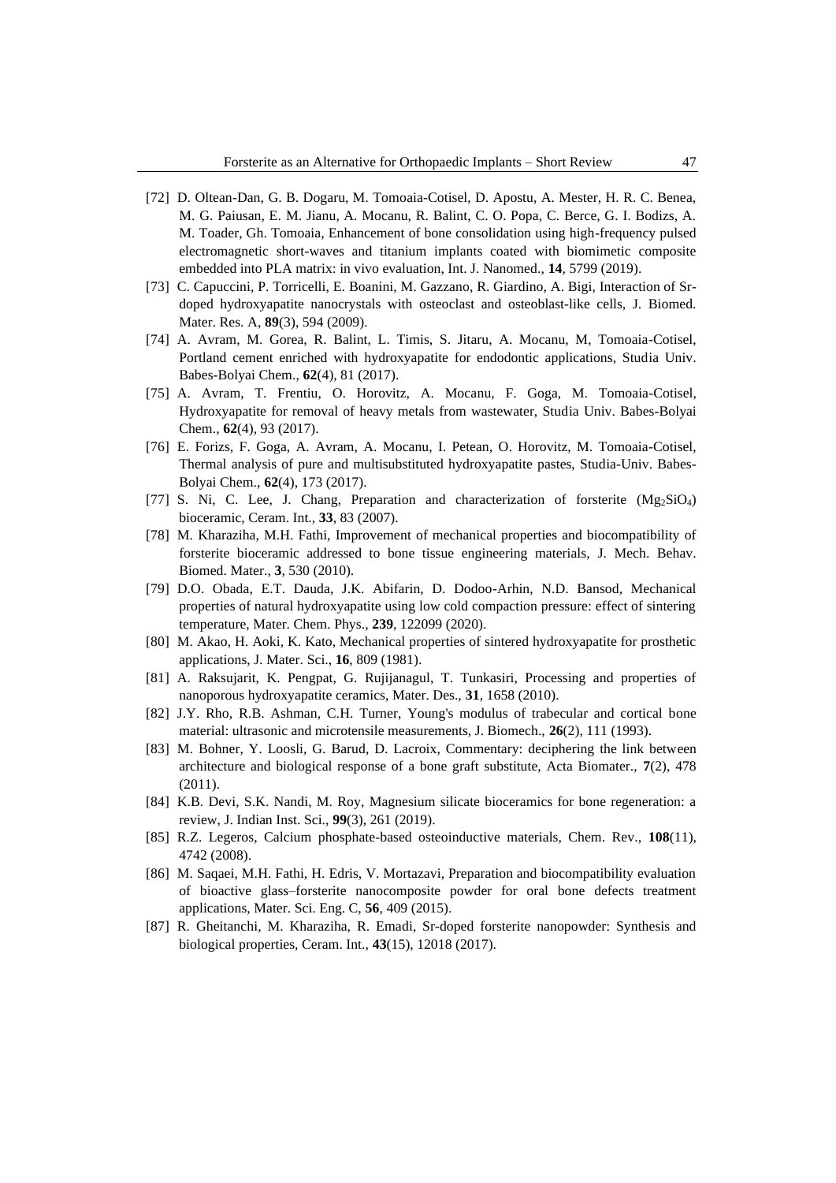[72] D. Oltean-Dan, G. B. Dogaru, M. Tomoaia-Cotisel, D. Apostu, A. Mester, H. R. C. Benea, M. G. Paiusan, E. M. Jianu, A. Mocanu, R. Balint, C. O. Popa, C. Berce, G. I. Bodizs, A. M. Toader, Gh. Tomoaia, Enhancement of bone consolidation using high-frequency pulsed electromagnetic short-waves and titanium implants coated with biomimetic composite embedded into PLA matrix: in vivo evaluation, Int. J. Nanomed., **14**, 5799 (2019).

[73] C. Capuccini, P. Torricelli, E. Boanini, M. Gazzano, R. Giardino, A. Bigi, Interaction of Sr-doped hydroxyapatite nanocrystals with osteoclast and osteoblast-like cells, J. Biomed. Mater. Res. A, **89**(3), 594 (2009).

[74] A. Avram, M. Gorea, R. Balint, L. Timis, S. Jitaru, A. Mocanu, M, Tomoaia-Cotisel, Portland cement enriched with hydroxyapatite for endodontic applications, Studia Univ. Babes-Bolyai Chem., **62**(4), 81 (2017).

[75] A. Avram, T. Frentiu, O. Horovitz, A. Mocanu, F. Goga, M. Tomoaia-Cotisel, Hydroxyapatite for removal of heavy metals from wastewater, Studia Univ. Babes-Bolyai Chem., **62**(4), 93 (2017).

[76] E. Forizs, F. Goga, A. Avram, A. Mocanu, I. Petean, O. Horovitz, M. Tomoaia-Cotisel, Thermal analysis of pure and multisubstituted hydroxyapatite pastes, Studia-Univ. Babes-Bolyai Chem., **62**(4), 173 (2017).

[77] S. Ni, C. Lee, J. Chang, Preparation and characterization of forsterite ($Mg_2SiO_4$) bioceramic, Ceram. Int., **33**, 83 (2007).

[78] M. Kharaziha, M.H. Fathi, Improvement of mechanical properties and biocompatibility of forsterite bioceramic addressed to bone tissue engineering materials, J. Mech. Behav. Biomed. Mater., **3**, 530 (2010).

[79] D.O. Obada, E.T. Dauda, J.K. Abifarin, D. Dodoo-Arhin, N.D. Bansod, Mechanical properties of natural hydroxyapatite using low cold compaction pressure: effect of sintering temperature, Mater. Chem. Phys., **239**, 122099 (2020).

[80] M. Akao, H. Aoki, K. Kato, Mechanical properties of sintered hydroxyapatite for prosthetic applications, J. Mater. Sci., **16**, 809 (1981).

[81] A. Raksujarit, K. Pengpat, G. Rujijanagul, T. Tunkasiri, Processing and properties of nanoporous hydroxyapatite ceramics, Mater. Des., **31**, 1658 (2010).

[82] J.Y. Rho, R.B. Ashman, C.H. Turner, Young's modulus of trabecular and cortical bone material: ultrasonic and microtensile measurements, J. Biomech., **26**(2), 111 (1993).

[83] M. Bohner, Y. Loosli, G. Barud, D. Lacroix, Commentary: deciphering the link between architecture and biological response of a bone graft substitute, Acta Biomater., **7**(2), 478 (2011).

[84] K.B. Devi, S.K. Nandi, M. Roy, Magnesium silicate bioceramics for bone regeneration: a review, J. Indian Inst. Sci., **99**(3), 261 (2019).

[85] R.Z. Legeros, Calcium phosphate-based osteoinductive materials, Chem. Rev., **108**(11), 4742 (2008).

[86] M. Saqaei, M.H. Fathi, H. Edris, V. Mortazavi, Preparation and biocompatibility evaluation of bioactive glass–forsterite nanocomposite powder for oral bone defects treatment applications, Mater. Sci. Eng. C, **56**, 409 (2015).

[87] R. Gheitanchi, M. Kharaziha, R. Emadi, Sr-doped forsterite nanopowder: Synthesis and biological properties, Ceram. Int., **43**(15), 12018 (2017).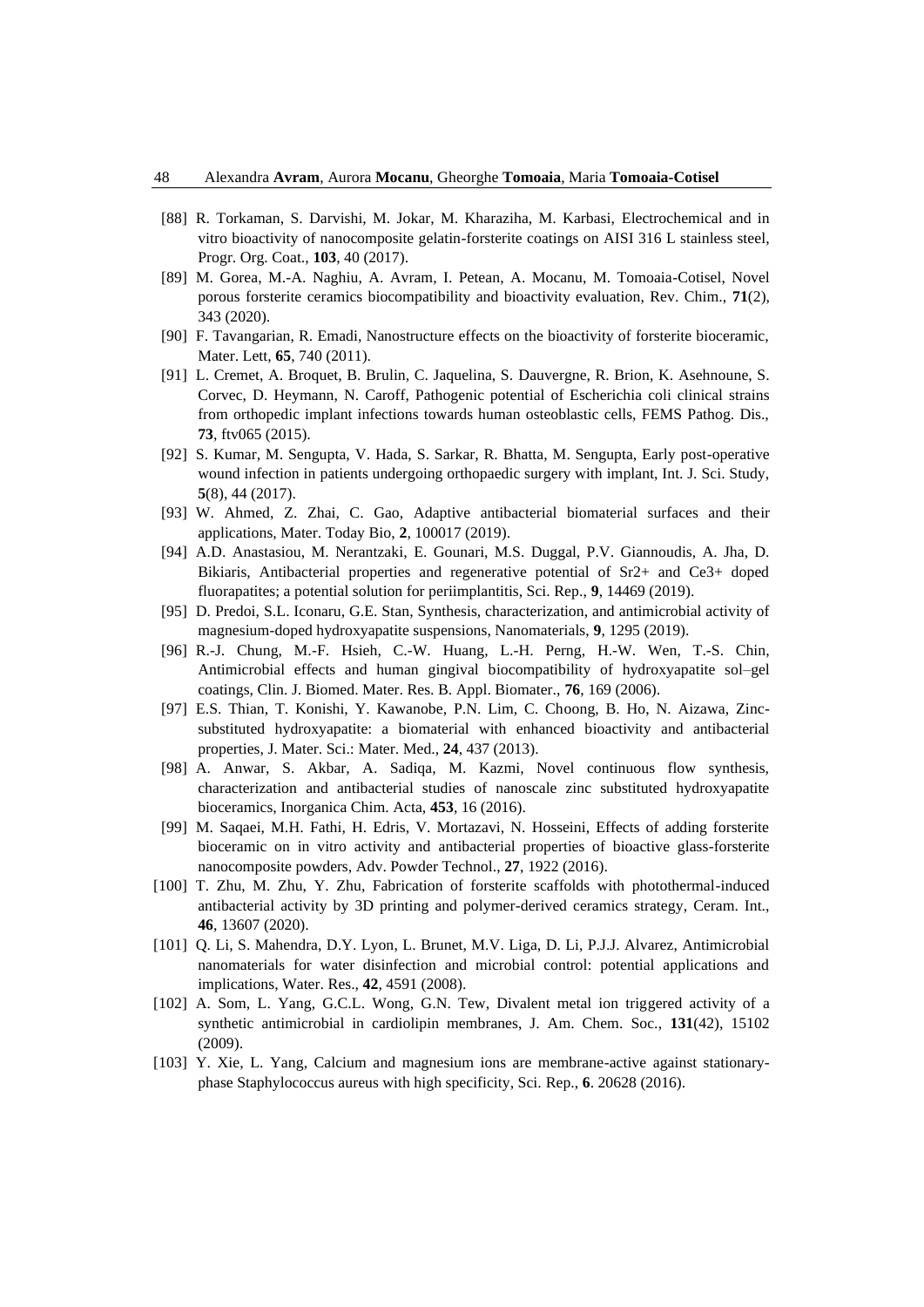[88] R. Torkaman, S. Darvishi, M. Jokar, M. Kharaziha, M. Karbasi, Electrochemical and in vitro bioactivity of nanocomposite gelatin-forsterite coatings on AISI 316 L stainless steel, Progr. Org. Coat., **103**, 40 (2017).

[89] M. Gorea, M.-A. Naghiu, A. Avram, I. Petean, A. Mocanu, M. Tomoaia-Cotisel, Novel porous forsterite ceramics biocompatibility and bioactivity evaluation, Rev. Chim., **71**(2), 343 (2020).

[90] F. Tavangarian, R. Emadi, Nanostructure effects on the bioactivity of forsterite bioceramic, Mater. Lett, **65**, 740 (2011).

[91] L. Cremet, A. Broquet, B. Brulin, C. Jaquelina, S. Dauvergne, R. Brion, K. Asehnoune, S. Corvec, D. Heymann, N. Caroff, Pathogenic potential of Escherichia coli clinical strains from orthopedic implant infections towards human osteoblastic cells, FEMS Pathog. Dis., **73**, ftv065 (2015).

[92] S. Kumar, M. Sengupta, V. Hada, S. Sarkar, R. Bhatta, M. Sengupta, Early post-operative wound infection in patients undergoing orthopaedic surgery with implant, Int. J. Sci. Study, **5**(8), 44 (2017).

[93] W. Ahmed, Z. Zhai, C. Gao, Adaptive antibacterial biomaterial surfaces and their applications, Mater. Today Bio, **2**, 100017 (2019).

[94] A.D. Anastasiou, M. Nerantzaki, E. Gounari, M.S. Duggal, P.V. Giannoudis, A. Jha, D. Bikiaris, Antibacterial properties and regenerative potential of Sr2+ and Ce3+ doped fluorapatites; a potential solution for periimplantitis, Sci. Rep., **9**, 14469 (2019).

[95] D. Predoi, S.L. Iconaru, G.E. Stan, Synthesis, characterization, and antimicrobial activity of magnesium-doped hydroxyapatite suspensions, Nanomaterials, **9**, 1295 (2019).

[96] R.-J. Chung, M.-F. Hsieh, C.-W. Huang, L.-H. Perng, H.-W. Wen, T.-S. Chin, Antimicrobial effects and human gingival biocompatibility of hydroxyapatite sol–gel coatings, Clin. J. Biomed. Mater. Res. B. Appl. Biomater., **76**, 169 (2006).

[97] E.S. Thian, T. Konishi, Y. Kawanobe, P.N. Lim, C. Choong, B. Ho, N. Aizawa, Zinc-substituted hydroxyapatite: a biomaterial with enhanced bioactivity and antibacterial properties, J. Mater. Sci.: Mater. Med., **24**, 437 (2013).

[98] A. Anwar, S. Akbar, A. Sadiqa, M. Kazmi, Novel continuous flow synthesis, characterization and antibacterial studies of nanoscale zinc substituted hydroxyapatite bioceramics, Inorganica Chim. Acta, **453**, 16 (2016).

[99] M. Saqaei, M.H. Fathi, H. Edris, V. Mortazavi, N. Hosseini, Effects of adding forsterite bioceramic on in vitro activity and antibacterial properties of bioactive glass-forsterite nanocomposite powders, Adv. Powder Technol., **27**, 1922 (2016).

[100] T. Zhu, M. Zhu, Y. Zhu, Fabrication of forsterite scaffolds with photothermal-induced antibacterial activity by 3D printing and polymer-derived ceramics strategy, Ceram. Int., **46**, 13607 (2020).

[101] Q. Li, S. Mahendra, D.Y. Lyon, L. Brunet, M.V. Liga, D. Li, P.J.J. Alvarez, Antimicrobial nanomaterials for water disinfection and microbial control: potential applications and implications, Water. Res., **42**, 4591 (2008).

[102] A. Som, L. Yang, G.C.L. Wong, G.N. Tew, Divalent metal ion triggered activity of a synthetic antimicrobial in cardiolipin membranes, J. Am. Chem. Soc., **131**(42), 15102 (2009).

[103] Y. Xie, L. Yang, Calcium and magnesium ions are membrane-active against stationary-phase Staphylococcus aureus with high specificity, Sci. Rep., **6**. 20628 (2016).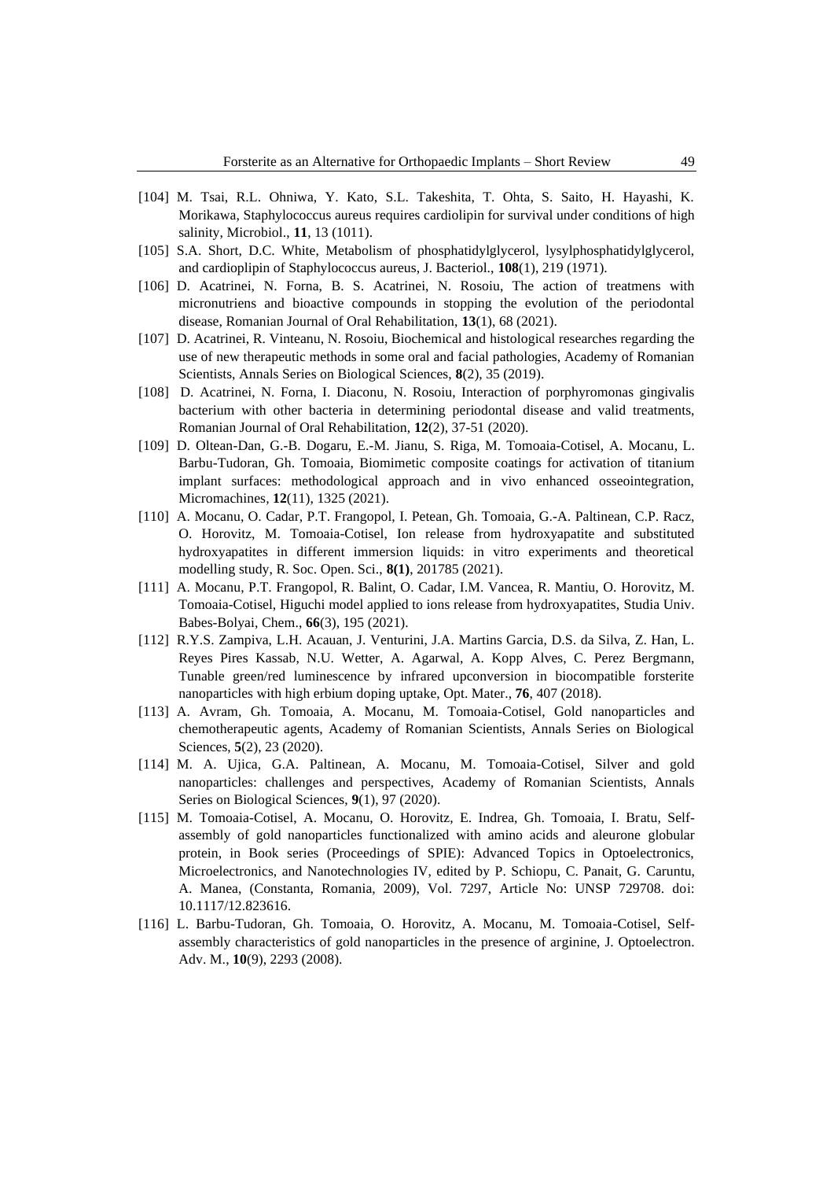[104] M. Tsai, R.L. Ohniwa, Y. Kato, S.L. Takeshita, T. Ohta, S. Saito, H. Hayashi, K. Morikawa, Staphylococcus aureus requires cardiolipin for survival under conditions of high salinity, Microbiol., **11**, 13 (1011).

[105] S.A. Short, D.C. White, Metabolism of phosphatidylglycerol, lysylphosphatidylglycerol, and cardioplipin of Staphylococcus aureus, J. Bacteriol., **108**(1), 219 (1971).

[106] D. Acatrinei, N. Forna, B. S. Acatrinei, N. Rosoiu, The action of treatmens with micronutriens and bioactive compounds in stopping the evolution of the periodontal disease, Romanian Journal of Oral Rehabilitation, **13**(1), 68 (2021).

[107] D. Acatrinei, R. Vinteanu, N. Rosoiu, Biochemical and histological researches regarding the use of new therapeutic methods in some oral and facial pathologies, Academy of Romanian Scientists, Annals Series on Biological Sciences, **8**(2), 35 (2019).

[108] D. Acatrinei, N. Forna, I. Diaconu, N. Rosoiu, Interaction of porphyromonas gingivalis bacterium with other bacteria in determining periodontal disease and valid treatments, Romanian Journal of Oral Rehabilitation, **12**(2), 37-51 (2020).

[109] D. Oltean-Dan, G.-B. Dogaru, E.-M. Jianu, S. Riga, M. Tomoaia-Cotisel, A. Mocanu, L. Barbu-Tudoran, Gh. Tomoaia, Biomimetic composite coatings for activation of titanium implant surfaces: methodological approach and in vivo enhanced osseointegration, Micromachines, **12**(11), 1325 (2021).

[110] A. Mocanu, O. Cadar, P.T. Frangopol, I. Petean, Gh. Tomoaia, G.-A. Paltinean, C.P. Racz, O. Horovitz, M. Tomoaia-Cotisel, Ion release from hydroxyapatite and substituted hydroxyapatites in different immersion liquids: in vitro experiments and theoretical modelling study, R. Soc. Open. Sci., **8(1)**, 201785 (2021).

[111] A. Mocanu, P.T. Frangopol, R. Balint, O. Cadar, I.M. Vancea, R. Mantiu, O. Horovitz, M. Tomoaia-Cotisel, Higuchi model applied to ions release from hydroxyapatites, Studia Univ. Babes-Bolyai, Chem., **66**(3), 195 (2021).

[112] R.Y.S. Zampiva, L.H. Acauan, J. Venturini, J.A. Martins Garcia, D.S. da Silva, Z. Han, L. Reyes Pires Kassab, N.U. Wetter, A. Agarwal, A. Kopp Alves, C. Perez Bergmann, Tunable green/red luminescence by infrared upconversion in biocompatible forsterite nanoparticles with high erbium doping uptake, Opt. Mater., **76**, 407 (2018).

[113] A. Avram, Gh. Tomoaia, A. Mocanu, M. Tomoaia-Cotisel, Gold nanoparticles and chemotherapeutic agents, Academy of Romanian Scientists, Annals Series on Biological Sciences, **5**(2), 23 (2020).

[114] M. A. Ujica, G.A. Paltinean, A. Mocanu, M. Tomoaia-Cotisel, Silver and gold nanoparticles: challenges and perspectives, Academy of Romanian Scientists, Annals Series on Biological Sciences, **9**(1), 97 (2020).

[115] M. Tomoaia-Cotisel, A. Mocanu, O. Horovitz, E. Indrea, Gh. Tomoaia, I. Bratu, Self-assembly of gold nanoparticles functionalized with amino acids and aleurone globular protein, in Book series (Proceedings of SPIE): Advanced Topics in Optoelectronics, Microelectronics, and Nanotechnologies IV, edited by P. Schiopu, C. Panait, G. Caruntu, A. Manea, (Constanta, Romania, 2009), Vol. 7297, Article No: UNSP 729708. doi: 10.1117/12.823616.

[116] L. Barbu-Tudoran, Gh. Tomoaia, O. Horovitz, A. Mocanu, M. Tomoaia-Cotisel, Self-assembly characteristics of gold nanoparticles in the presence of arginine, J. Optoelectron. Adv. M., **10**(9), 2293 (2008).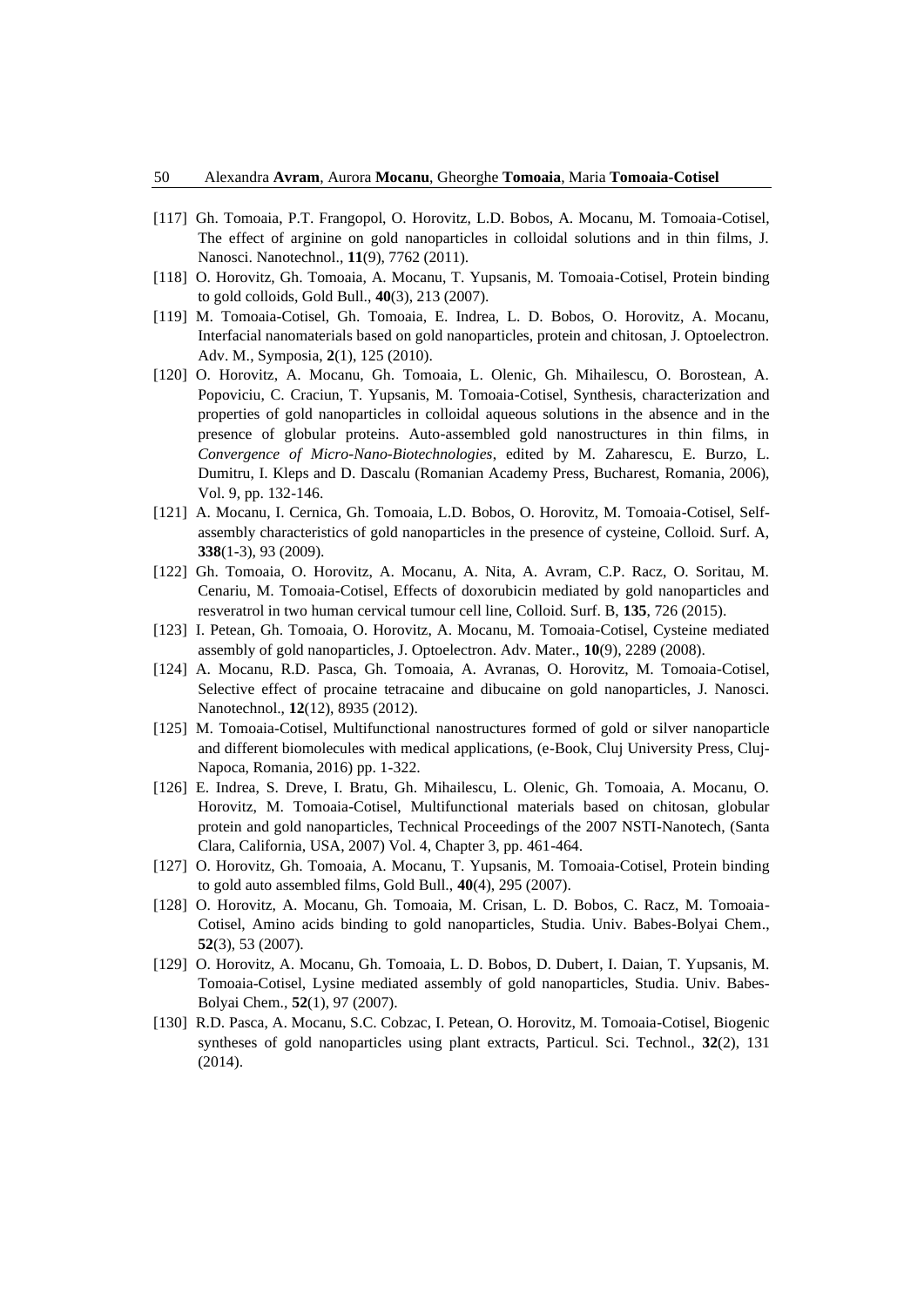[117] Gh. Tomoaia, P.T. Frangopol, O. Horovitz, L.D. Bobos, A. Mocanu, M. Tomoaia-Cotisel, The effect of arginine on gold nanoparticles in colloidal solutions and in thin films, J. Nanosci. Nanotechnol., **11**(9), 7762 (2011).

[118] O. Horovitz, Gh. Tomoaia, A. Mocanu, T. Yupsanis, M. Tomoaia-Cotisel, Protein binding to gold colloids, Gold Bull., **40**(3), 213 (2007).

[119] M. Tomoaia-Cotisel, Gh. Tomoaia, E. Indrea, L. D. Bobos, O. Horovitz, A. Mocanu, Interfacial nanomaterials based on gold nanoparticles, protein and chitosan, J. Optoelectron. Adv. M., Symposia, **2**(1), 125 (2010).

[120] O. Horovitz, A. Mocanu, Gh. Tomoaia, L. Olenic, Gh. Mihailescu, O. Borostean, A. Popoviciu, C. Craciun, T. Yupsanis, M. Tomoaia-Cotisel, Synthesis, characterization and properties of gold nanoparticles in colloidal aqueous solutions in the absence and in the presence of globular proteins. Auto-assembled gold nanostructures in thin films, in *Convergence of Micro-Nano-Biotechnologies*, edited by M. Zaharescu, E. Burzo, L. Dumitru, I. Kleps and D. Dascalu (Romanian Academy Press, Bucharest, Romania, 2006), Vol. 9, pp. 132-146.

[121] A. Mocanu, I. Cernica, Gh. Tomoaia, L.D. Bobos, O. Horovitz, M. Tomoaia-Cotisel, Self-assembly characteristics of gold nanoparticles in the presence of cysteine, Colloid. Surf. A, **338**(1-3), 93 (2009).

[122] Gh. Tomoaia, O. Horovitz, A. Mocanu, A. Nita, A. Avram, C.P. Racz, O. Soritau, M. Cenariu, M. Tomoaia-Cotisel, Effects of doxorubicin mediated by gold nanoparticles and resveratrol in two human cervical tumour cell line, Colloid. Surf. B, **135**, 726 (2015).

[123] I. Petean, Gh. Tomoaia, O. Horovitz, A. Mocanu, M. Tomoaia-Cotisel, Cysteine mediated assembly of gold nanoparticles, J. Optoelectron. Adv. Mater., **10**(9), 2289 (2008).

[124] A. Mocanu, R.D. Pasca, Gh. Tomoaia, A. Avranas, O. Horovitz, M. Tomoaia-Cotisel, Selective effect of procaine tetracaine and dibucaine on gold nanoparticles, J. Nanosci. Nanotechnol., **12**(12), 8935 (2012).

[125] M. Tomoaia-Cotisel, Multifunctional nanostructures formed of gold or silver nanoparticle and different biomolecules with medical applications, (e-Book, Cluj University Press, Cluj-Napoca, Romania, 2016) pp. 1-322.

[126] E. Indrea, S. Dreve, I. Bratu, Gh. Mihailescu, L. Olenic, Gh. Tomoaia, A. Mocanu, O. Horovitz, M. Tomoaia-Cotisel, Multifunctional materials based on chitosan, globular protein and gold nanoparticles, Technical Proceedings of the 2007 NSTI-Nanotech, (Santa Clara, California, USA, 2007) Vol. 4, Chapter 3, pp. 461-464.

[127] O. Horovitz, Gh. Tomoaia, A. Mocanu, T. Yupsanis, M. Tomoaia-Cotisel, Protein binding to gold auto assembled films, Gold Bull., **40**(4), 295 (2007).

[128] O. Horovitz, A. Mocanu, Gh. Tomoaia, M. Crisan, L. D. Bobos, C. Racz, M. Tomoaia-Cotisel, Amino acids binding to gold nanoparticles, Studia. Univ. Babes-Bolyai Chem., **52**(3), 53 (2007).

[129] O. Horovitz, A. Mocanu, Gh. Tomoaia, L. D. Bobos, D. Dubert, I. Daian, T. Yupsanis, M. Tomoaia-Cotisel, Lysine mediated assembly of gold nanoparticles, Studia. Univ. Babes-Bolyai Chem., **52**(1), 97 (2007).

[130] R.D. Pasca, A. Mocanu, S.C. Cobzac, I. Petean, O. Horovitz, M. Tomoaia-Cotisel, Biogenic syntheses of gold nanoparticles using plant extracts, Particul. Sci. Technol., **32**(2), 131 (2014).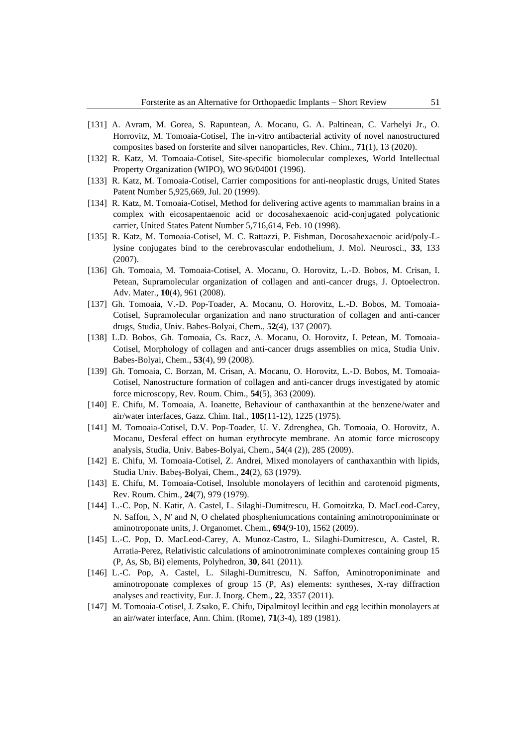[131] A. Avram, M. Gorea, S. Rapuntean, A. Mocanu, G. A. Paltinean, C. Varhelyi Jr., O. Horrovitz, M. Tomoaia-Cotisel, The in-vitro antibacterial activity of novel nanostructured composites based on forsterite and silver nanoparticles, Rev. Chim., **71**(1), 13 (2020).

[132] R. Katz, M. Tomoaia-Cotisel, Site-specific biomolecular complexes, World Intellectual Property Organization (WIPO), WO 96/04001 (1996).

[133] R. Katz, M. Tomoaia-Cotisel, Carrier compositions for anti-neoplastic drugs, United States Patent Number 5,925,669, Jul. 20 (1999).

[134] R. Katz, M. Tomoaia-Cotisel, Method for delivering active agents to mammalian brains in a complex with eicosapentaenoic acid or docosahexaenoic acid-conjugated polycationic carrier, United States Patent Number 5,716,614, Feb. 10 (1998).

[135] R. Katz, M. Tomoaia-Cotisel, M. C. Rattazzi, P. Fishman, Docosahexaenoic acid/poly-L-lysine conjugates bind to the cerebrovascular endothelium, J. Mol. Neurosci., **33**, 133 (2007).

[136] Gh. Tomoaia, M. Tomoaia-Cotisel, A. Mocanu, O. Horovitz, L.-D. Bobos, M. Crisan, I. Petean, Supramolecular organization of collagen and anti-cancer drugs, J. Optoelectron. Adv. Mater., **10**(4), 961 (2008).

[137] Gh. Tomoaia, V.-D. Pop-Toader, A. Mocanu, O. Horovitz, L.-D. Bobos, M. Tomoaia-Cotisel, Supramolecular organization and nano structuration of collagen and anti-cancer drugs, Studia, Univ. Babes-Bolyai, Chem., **52**(4), 137 (2007).

[138] L.D. Bobos, Gh. Tomoaia, Cs. Racz, A. Mocanu, O. Horovitz, I. Petean, M. Tomoaia-Cotisel, Morphology of collagen and anti-cancer drugs assemblies on mica, Studia Univ. Babes-Bolyai, Chem., **53**(4), 99 (2008).

[139] Gh. Tomoaia, C. Borzan, M. Crisan, A. Mocanu, O. Horovitz, L.-D. Bobos, M. Tomoaia-Cotisel, Nanostructure formation of collagen and anti-cancer drugs investigated by atomic force microscopy, Rev. Roum. Chim., **54**(5), 363 (2009).

[140] E. Chifu, M. Tomoaia, A. Ioanette, Behaviour of canthaxanthin at the benzene/water and air/water interfaces, Gazz. Chim. Ital., **105**(11-12), 1225 (1975).

[141] M. Tomoaia-Cotisel, D.V. Pop-Toader, U. V. Zdrenghea, Gh. Tomoaia, O. Horovitz, A. Mocanu, Desferal effect on human erythrocyte membrane. An atomic force microscopy analysis, Studia, Univ. Babes-Bolyai, Chem., **54**(4 (2)), 285 (2009).

[142] E. Chifu, M. Tomoaia-Cotisel, Z. Andrei, Mixed monolayers of canthaxanthin with lipids, Studia Univ. Babeş-Bolyai, Chem., **24**(2), 63 (1979).

[143] E. Chifu, M. Tomoaia-Cotisel, Insoluble monolayers of lecithin and carotenoid pigments, Rev. Roum. Chim., **24**(7), 979 (1979).

[144] L.-C. Pop, N. Katir, A. Castel, L. Silaghi-Dumitrescu, H. Gomoitzka, D. MacLeod-Carey, N. Saffon, N, N' and N, O chelated phospheniumcations containing aminotroponiminate or aminotroponate units, J. Organomet. Chem., **694**(9-10), 1562 (2009).

[145] L.-C. Pop, D. MacLeod-Carey, A. Munoz-Castro, L. Silaghi-Dumitrescu, A. Castel, R. Arratia-Perez, Relativistic calculations of aminotroniminate complexes containing group 15 (P, As, Sb, Bi) elements, Polyhedron, **30**, 841 (2011).

[146] L.-C. Pop, A. Castel, L. Silaghi-Dumitrescu, N. Saffon, Aminotroponiminate and aminotroponate complexes of group 15 (P, As) elements: syntheses, X-ray diffraction analyses and reactivity, Eur. J. Inorg. Chem., **22**, 3357 (2011).

[147] M. Tomoaia-Cotisel, J. Zsako, E. Chifu, Dipalmitoyl lecithin and egg lecithin monolayers at an air/water interface, Ann. Chim. (Rome), **71**(3-4), 189 (1981).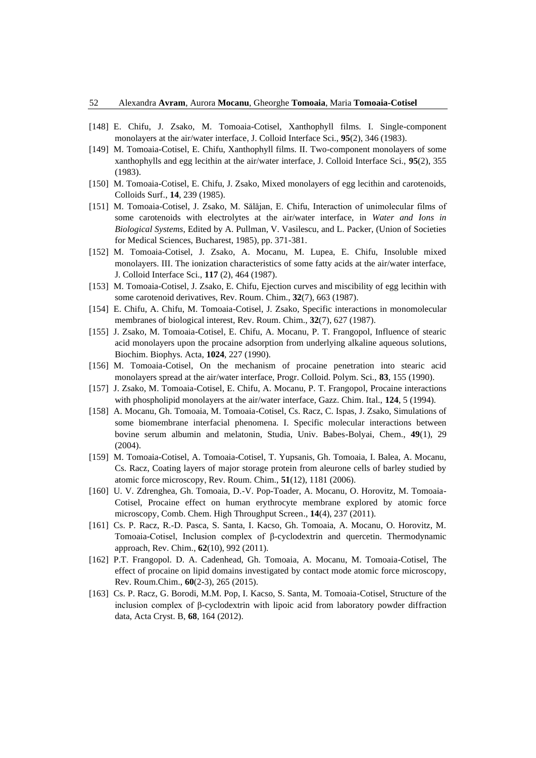[148] E. Chifu, J. Zsako, M. Tomoaia-Cotisel, Xanthophyll films. I. Single-component monolayers at the air/water interface, J. Colloid Interface Sci., **95**(2), 346 (1983).

[149] M. Tomoaia-Cotisel, E. Chifu, Xanthophyll films. II. Two-component monolayers of some xanthophylls and egg lecithin at the air/water interface, J. Colloid Interface Sci., **95**(2), 355 (1983).

[150] M. Tomoaia-Cotisel, E. Chifu, J. Zsako, Mixed monolayers of egg lecithin and carotenoids, Colloids Surf., **14**, 239 (1985).

[151] M. Tomoaia-Cotisel, J. Zsako, M. Sălăjan, E. Chifu, Interaction of unimolecular films of some carotenoids with electrolytes at the air/water interface, in *Water and Ions in Biological Systems*, Edited by A. Pullman, V. Vasilescu, and L. Packer, (Union of Societies for Medical Sciences, Bucharest, 1985), pp. 371-381.

[152] M. Tomoaia-Cotisel, J. Zsako, A. Mocanu, M. Lupea, E. Chifu, Insoluble mixed monolayers. III. The ionization characteristics of some fatty acids at the air/water interface, J. Colloid Interface Sci., **117** (2), 464 (1987).

[153] M. Tomoaia-Cotisel, J. Zsako, E. Chifu, Ejection curves and miscibility of egg lecithin with some carotenoid derivatives, Rev. Roum. Chim., **32**(7), 663 (1987).

[154] E. Chifu, A. Chifu, M. Tomoaia-Cotisel, J. Zsako, Specific interactions in monomolecular membranes of biological interest, Rev. Roum. Chim., **32**(7), 627 (1987).

[155] J. Zsako, M. Tomoaia-Cotisel, E. Chifu, A. Mocanu, P. T. Frangopol, Influence of stearic acid monolayers upon the procaine adsorption from underlying alkaline aqueous solutions, Biochim. Biophys. Acta, **1024**, 227 (1990).

[156] M. Tomoaia-Cotisel, On the mechanism of procaine penetration into stearic acid monolayers spread at the air/water interface, Progr. Colloid. Polym. Sci., **83**, 155 (1990).

[157] J. Zsako, M. Tomoaia-Cotisel, E. Chifu, A. Mocanu, P. T. Frangopol, Procaine interactions with phospholipid monolayers at the air/water interface, Gazz. Chim. Ital., **124**, 5 (1994).

[158] A. Mocanu, Gh. Tomoaia, M. Tomoaia-Cotisel, Cs. Racz, C. Ispas, J. Zsako, Simulations of some biomembrane interfacial phenomena. I. Specific molecular interactions between bovine serum albumin and melatonin, Studia, Univ. Babes-Bolyai, Chem., **49**(1), 29 (2004).

[159] M. Tomoaia-Cotisel, A. Tomoaia-Cotisel, T. Yupsanis, Gh. Tomoaia, I. Balea, A. Mocanu, Cs. Racz, Coating layers of major storage protein from aleurone cells of barley studied by atomic force microscopy, Rev. Roum. Chim., **51**(12), 1181 (2006).

[160] U. V. Zdrenghea, Gh. Tomoaia, D.-V. Pop-Toader, A. Mocanu, O. Horovitz, M. Tomoaia-Cotisel, Procaine effect on human erythrocyte membrane explored by atomic force microscopy, Comb. Chem. High Throughput Screen., **14**(4), 237 (2011).

[161] Cs. P. Racz, R.-D. Pasca, S. Santa, I. Kacso, Gh. Tomoaia, A. Mocanu, O. Horovitz, M. Tomoaia-Cotisel, Inclusion complex of β-cyclodextrin and quercetin. Thermodynamic approach, Rev. Chim., **62**(10), 992 (2011).

[162] P.T. Frangopol. D. A. Cadenhead, Gh. Tomoaia, A. Mocanu, M. Tomoaia-Cotisel, The effect of procaine on lipid domains investigated by contact mode atomic force microscopy, Rev. Roum.Chim., **60**(2-3), 265 (2015).

[163] Cs. P. Racz, G. Borodi, M.M. Pop, I. Kacso, S. Santa, M. Tomoaia-Cotisel, Structure of the inclusion complex of β-cyclodextrin with lipoic acid from laboratory powder diffraction data, Acta Cryst. B, **68**, 164 (2012).